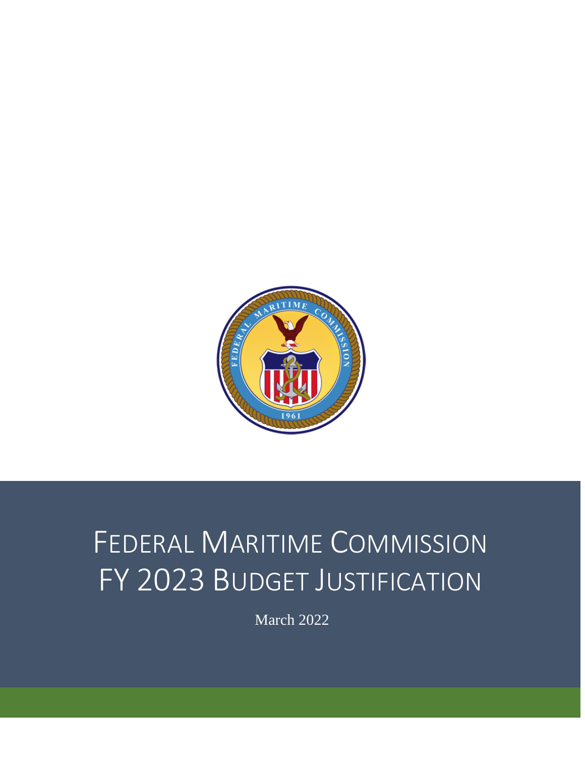# FEDERAL MARITIME COMMISSION FY 2023 BUDGET JUSTIFICATION

March 2022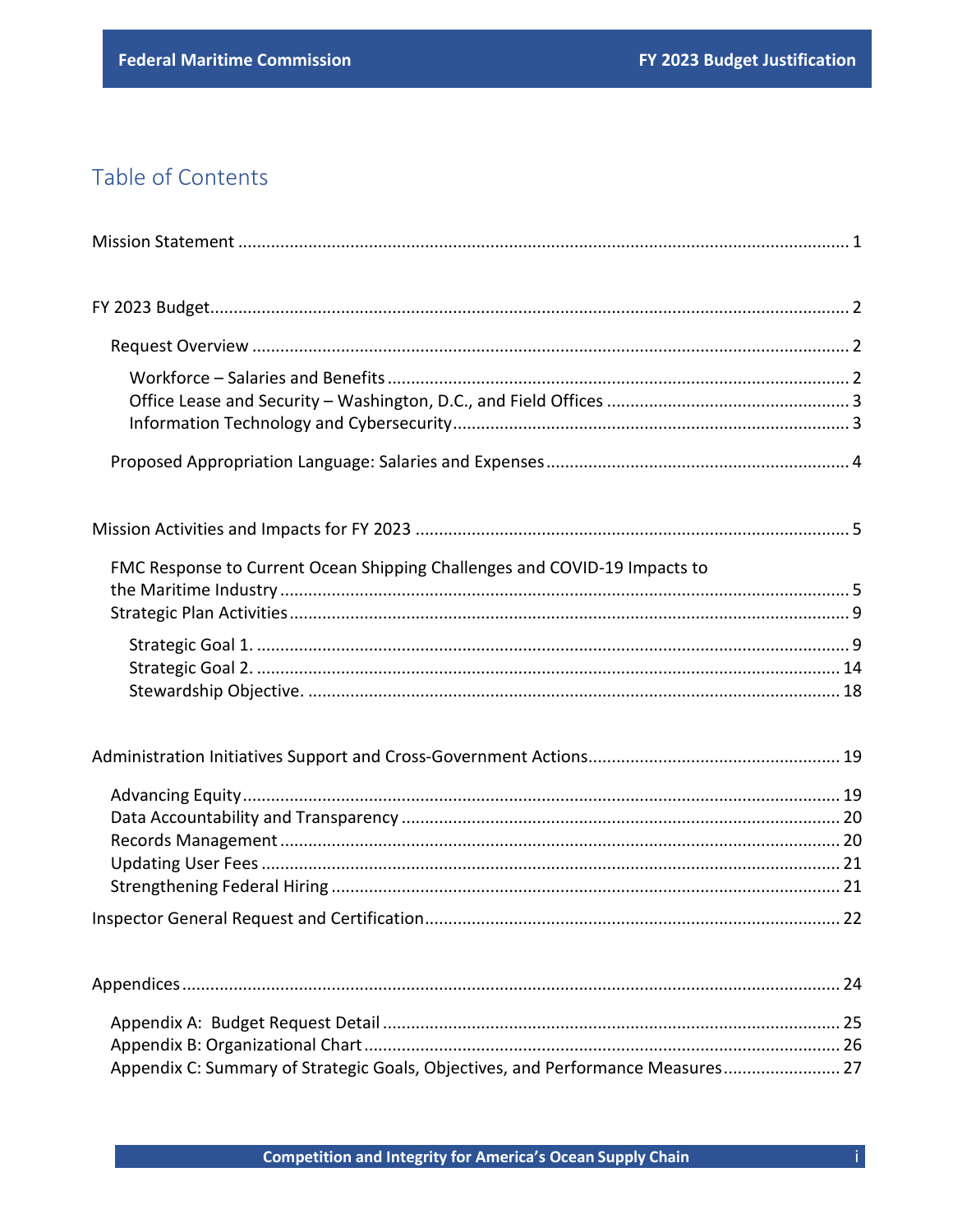# Table of Contents

Mission Statement ........................................................................................................................ 1

FY 2023 Budget ............................................................................................................................. 2

- Request Overview ...................................................................................................................... 2
  - Workforce – Salaries and Benefits ......................................................................................... 2
  - Office Lease and Security – Washington, D.C., and Field Offices ........................................... 3
  - Information Technology and Cybersecurity ............................................................................ 3
- Proposed Appropriation Language: Salaries and Expenses ........................................................ 4

Mission Activities and Impacts for FY 2023 .................................................................................. 5

- FMC Response to Current Ocean Shipping Challenges and COVID-19 Impacts to the Maritime Industry ........................................................................................................................ 5
- Strategic Plan Activities .............................................................................................................. 9
  - Strategic Goal 1. .................................................................................................................... 9
  - Strategic Goal 2. .................................................................................................................. 14
  - Stewardship Objective. ......................................................................................................... 18

Administration Initiatives Support and Cross-Government Actions ............................................ 19

- Advancing Equity ..................................................................................................................... 19
- Data Accountability and Transparency ..................................................................................... 20
- Records Management .............................................................................................................. 20
- Updating User Fees .................................................................................................................. 21
- Strengthening Federal Hiring .................................................................................................... 21

Inspector General Request and Certification ............................................................................... 22

Appendices .................................................................................................................................. 24

- Appendix A: Budget Request Detail ........................................................................................ 25
- Appendix B: Organizational Chart ............................................................................................ 26
- Appendix C: Summary of Strategic Goals, Objectives, and Performance Measures ................. 27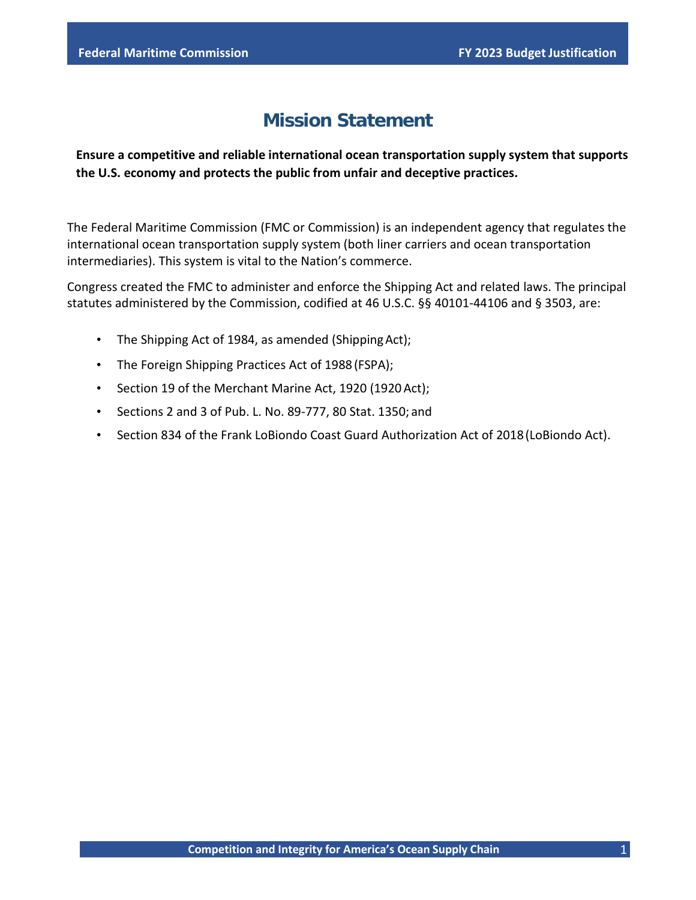# Mission Statement

**Ensure a competitive and reliable international ocean transportation supply system that supports the U.S. economy and protects the public from unfair and deceptive practices.**

The Federal Maritime Commission (FMC or Commission) is an independent agency that regulates the international ocean transportation supply system (both liner carriers and ocean transportation intermediaries). This system is vital to the Nation's commerce.

Congress created the FMC to administer and enforce the Shipping Act and related laws. The principal statutes administered by the Commission, codified at 46 U.S.C. §§ 40101-44106 and § 3503, are:

- The Shipping Act of 1984, as amended (Shipping Act);
- The Foreign Shipping Practices Act of 1988 (FSPA);
- Section 19 of the Merchant Marine Act, 1920 (1920 Act);
- Sections 2 and 3 of Pub. L. No. 89-777, 80 Stat. 1350; and
- Section 834 of the Frank LoBiondo Coast Guard Authorization Act of 2018 (LoBiondo Act).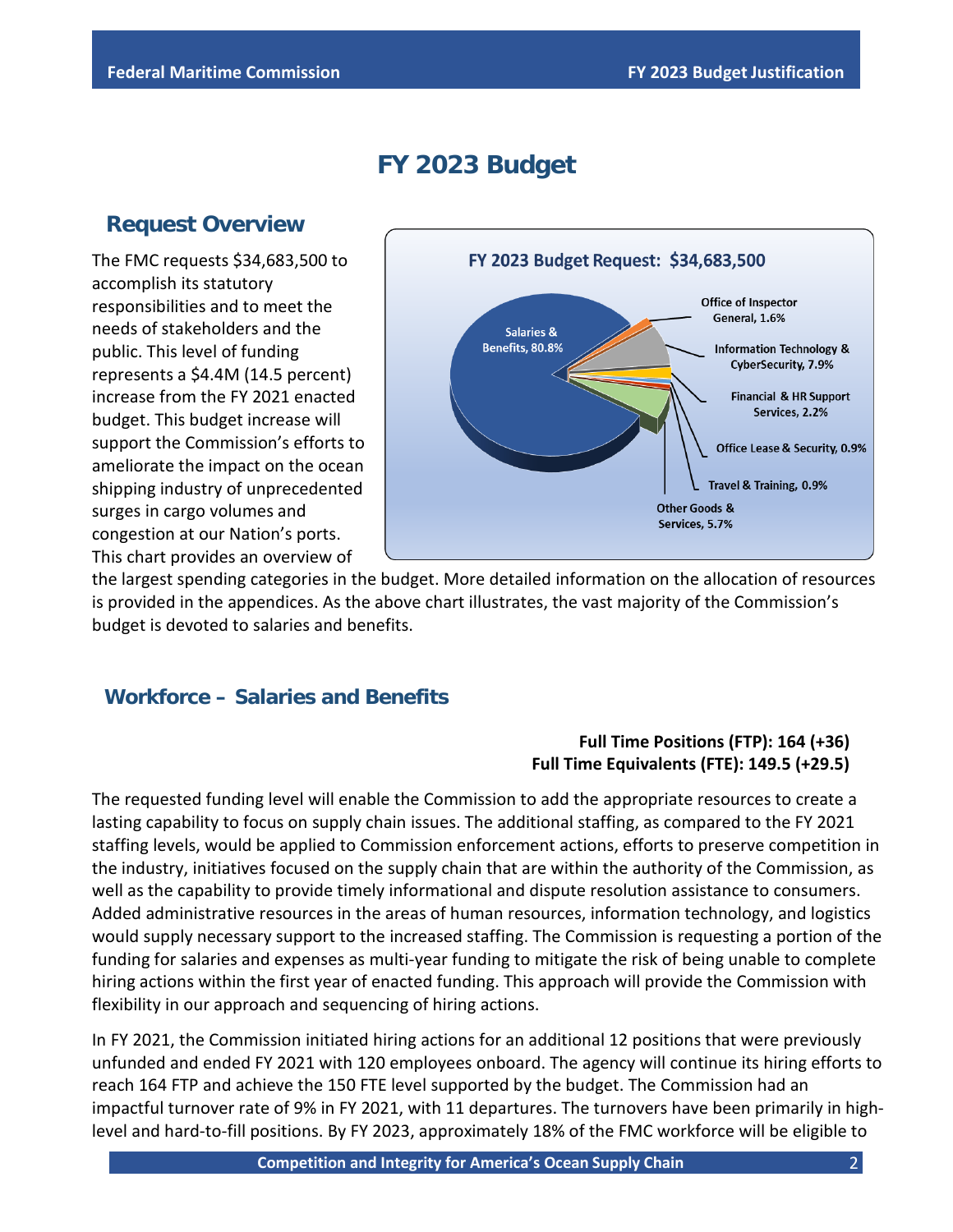# FY 2023 Budget

## Request Overview

The FMC requests $34,683,500 to accomplish its statutory responsibilities and to meet the needs of stakeholders and the public. This level of funding represents a $4.4M (14.5 percent) increase from the FY 2021 enacted budget. This budget increase will support the Commission's efforts to ameliorate the impact on the ocean shipping industry of unprecedented surges in cargo volumes and congestion at our Nation's ports. This chart provides an overview of the largest spending categories in the budget. More detailed information on the allocation of resources is provided in the appendices. As the above chart illustrates, the vast majority of the Commission's budget is devoted to salaries and benefits.

**FY 2023 Budget Request: $34,683,500**

| Category | Share |
|---|---|
| Salaries & Benefits | 80.8% |
| Office of Inspector General | 1.6% |
| Information Technology & CyberSecurity | 7.9% |
| Financial & HR Support Services | 2.2% |
| Office Lease & Security | 0.9% |
| Travel & Training | 0.9% |
| Other Goods & Services | 5.7% |

## Workforce – Salaries and Benefits

**Full Time Positions (FTP): 164 (+36)**
**Full Time Equivalents (FTE): 149.5 (+29.5)**

The requested funding level will enable the Commission to add the appropriate resources to create a lasting capability to focus on supply chain issues. The additional staffing, as compared to the FY 2021 staffing levels, would be applied to Commission enforcement actions, efforts to preserve competition in the industry, initiatives focused on the supply chain that are within the authority of the Commission, as well as the capability to provide timely informational and dispute resolution assistance to consumers. Added administrative resources in the areas of human resources, information technology, and logistics would supply necessary support to the increased staffing. The Commission is requesting a portion of the funding for salaries and expenses as multi-year funding to mitigate the risk of being unable to complete hiring actions within the first year of enacted funding. This approach will provide the Commission with flexibility in our approach and sequencing of hiring actions.

In FY 2021, the Commission initiated hiring actions for an additional 12 positions that were previously unfunded and ended FY 2021 with 120 employees onboard. The agency will continue its hiring efforts to reach 164 FTP and achieve the 150 FTE level supported by the budget. The Commission had an impactful turnover rate of 9% in FY 2021, with 11 departures. The turnovers have been primarily in high-level and hard-to-fill positions. By FY 2023, approximately 18% of the FMC workforce will be eligible to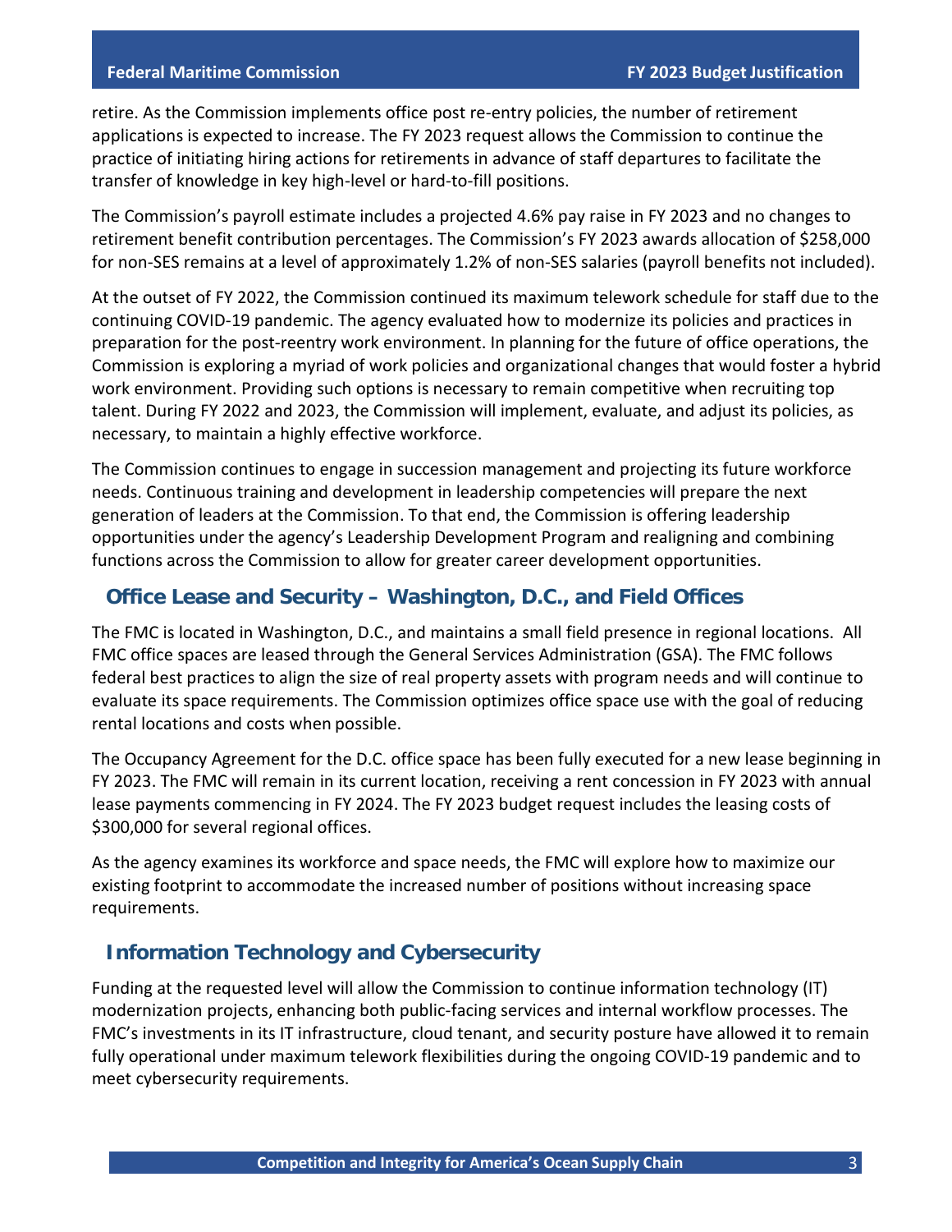retire. As the Commission implements office post re-entry policies, the number of retirement applications is expected to increase. The FY 2023 request allows the Commission to continue the practice of initiating hiring actions for retirements in advance of staff departures to facilitate the transfer of knowledge in key high-level or hard-to-fill positions.

The Commission's payroll estimate includes a projected 4.6% pay raise in FY 2023 and no changes to retirement benefit contribution percentages. The Commission's FY 2023 awards allocation of $258,000 for non-SES remains at a level of approximately 1.2% of non-SES salaries (payroll benefits not included).

At the outset of FY 2022, the Commission continued its maximum telework schedule for staff due to the continuing COVID-19 pandemic. The agency evaluated how to modernize its policies and practices in preparation for the post-reentry work environment. In planning for the future of office operations, the Commission is exploring a myriad of work policies and organizational changes that would foster a hybrid work environment. Providing such options is necessary to remain competitive when recruiting top talent. During FY 2022 and 2023, the Commission will implement, evaluate, and adjust its policies, as necessary, to maintain a highly effective workforce.

The Commission continues to engage in succession management and projecting its future workforce needs. Continuous training and development in leadership competencies will prepare the next generation of leaders at the Commission. To that end, the Commission is offering leadership opportunities under the agency's Leadership Development Program and realigning and combining functions across the Commission to allow for greater career development opportunities.

## Office Lease and Security – Washington, D.C., and Field Offices

The FMC is located in Washington, D.C., and maintains a small field presence in regional locations. All FMC office spaces are leased through the General Services Administration (GSA). The FMC follows federal best practices to align the size of real property assets with program needs and will continue to evaluate its space requirements. The Commission optimizes office space use with the goal of reducing rental locations and costs when possible.

The Occupancy Agreement for the D.C. office space has been fully executed for a new lease beginning in FY 2023. The FMC will remain in its current location, receiving a rent concession in FY 2023 with annual lease payments commencing in FY 2024. The FY 2023 budget request includes the leasing costs of $300,000 for several regional offices.

As the agency examines its workforce and space needs, the FMC will explore how to maximize our existing footprint to accommodate the increased number of positions without increasing space requirements.

## Information Technology and Cybersecurity

Funding at the requested level will allow the Commission to continue information technology (IT) modernization projects, enhancing both public-facing services and internal workflow processes. The FMC's investments in its IT infrastructure, cloud tenant, and security posture have allowed it to remain fully operational under maximum telework flexibilities during the ongoing COVID-19 pandemic and to meet cybersecurity requirements.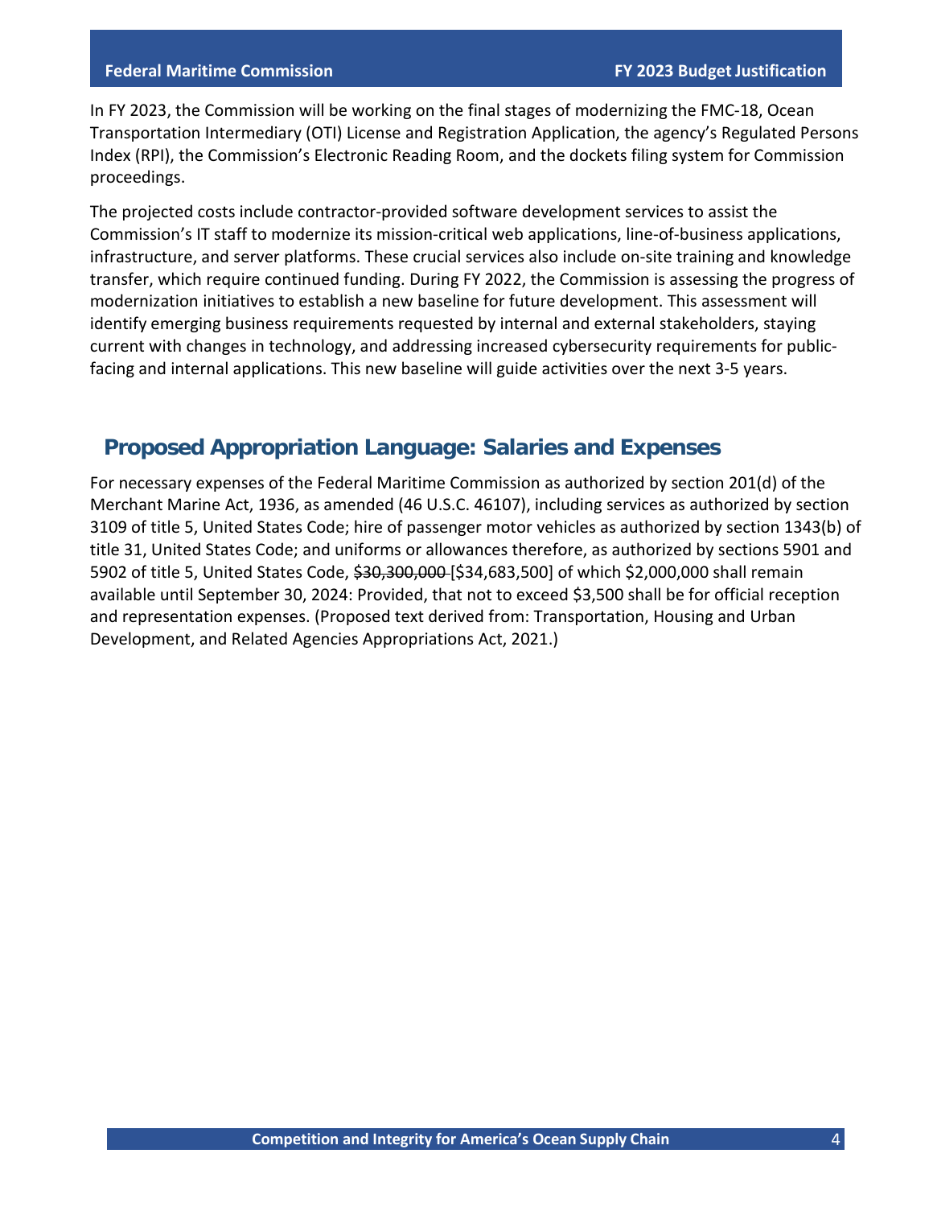In FY 2023, the Commission will be working on the final stages of modernizing the FMC-18, Ocean Transportation Intermediary (OTI) License and Registration Application, the agency's Regulated Persons Index (RPI), the Commission's Electronic Reading Room, and the dockets filing system for Commission proceedings.

The projected costs include contractor-provided software development services to assist the Commission's IT staff to modernize its mission-critical web applications, line-of-business applications, infrastructure, and server platforms. These crucial services also include on-site training and knowledge transfer, which require continued funding. During FY 2022, the Commission is assessing the progress of modernization initiatives to establish a new baseline for future development. This assessment will identify emerging business requirements requested by internal and external stakeholders, staying current with changes in technology, and addressing increased cybersecurity requirements for public-facing and internal applications. This new baseline will guide activities over the next 3-5 years.

## Proposed Appropriation Language: Salaries and Expenses

For necessary expenses of the Federal Maritime Commission as authorized by section 201(d) of the Merchant Marine Act, 1936, as amended (46 U.S.C. 46107), including services as authorized by section 3109 of title 5, United States Code; hire of passenger motor vehicles as authorized by section 1343(b) of title 31, United States Code; and uniforms or allowances therefore, as authorized by sections 5901 and 5902 of title 5, United States Code, ~~$30,300,000~~ [$34,683,500] of which $2,000,000 shall remain available until September 30, 2024: Provided, that not to exceed $3,500 shall be for official reception and representation expenses. (Proposed text derived from: Transportation, Housing and Urban Development, and Related Agencies Appropriations Act, 2021.)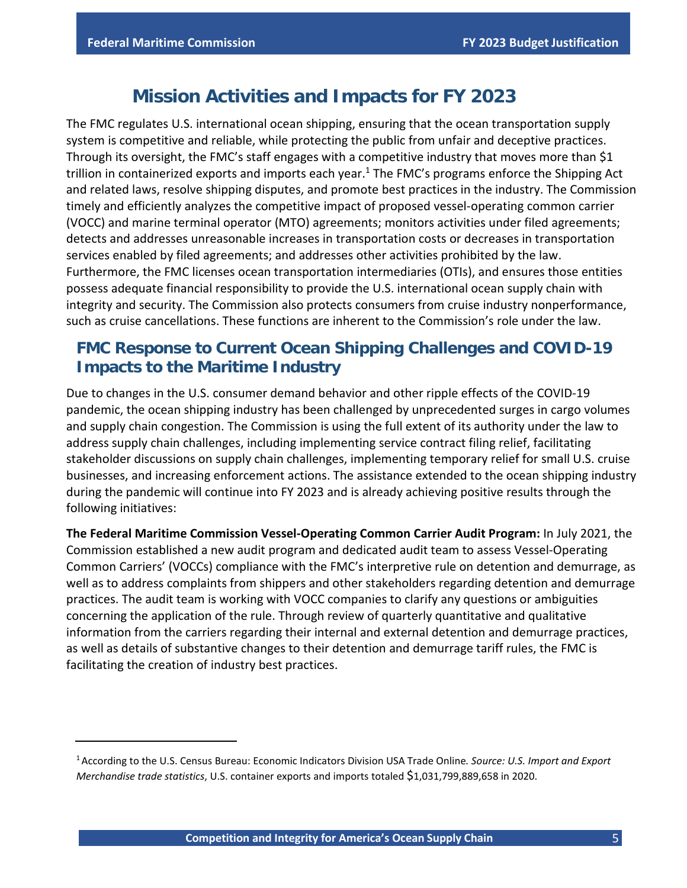# Mission Activities and Impacts for FY 2023

The FMC regulates U.S. international ocean shipping, ensuring that the ocean transportation supply system is competitive and reliable, while protecting the public from unfair and deceptive practices. Through its oversight, the FMC's staff engages with a competitive industry that moves more than $1 trillion in containerized exports and imports each year.[1] The FMC's programs enforce the Shipping Act and related laws, resolve shipping disputes, and promote best practices in the industry. The Commission timely and efficiently analyzes the competitive impact of proposed vessel-operating common carrier (VOCC) and marine terminal operator (MTO) agreements; monitors activities under filed agreements; detects and addresses unreasonable increases in transportation costs or decreases in transportation services enabled by filed agreements; and addresses other activities prohibited by the law. Furthermore, the FMC licenses ocean transportation intermediaries (OTIs), and ensures those entities possess adequate financial responsibility to provide the U.S. international ocean supply chain with integrity and security. The Commission also protects consumers from cruise industry nonperformance, such as cruise cancellations. These functions are inherent to the Commission's role under the law.

## FMC Response to Current Ocean Shipping Challenges and COVID-19 Impacts to the Maritime Industry

Due to changes in the U.S. consumer demand behavior and other ripple effects of the COVID-19 pandemic, the ocean shipping industry has been challenged by unprecedented surges in cargo volumes and supply chain congestion. The Commission is using the full extent of its authority under the law to address supply chain challenges, including implementing service contract filing relief, facilitating stakeholder discussions on supply chain challenges, implementing temporary relief for small U.S. cruise businesses, and increasing enforcement actions. The assistance extended to the ocean shipping industry during the pandemic will continue into FY 2023 and is already achieving positive results through the following initiatives:

**The Federal Maritime Commission Vessel-Operating Common Carrier Audit Program:** In July 2021, the Commission established a new audit program and dedicated audit team to assess Vessel-Operating Common Carriers' (VOCCs) compliance with the FMC's interpretive rule on detention and demurrage, as well as to address complaints from shippers and other stakeholders regarding detention and demurrage practices. The audit team is working with VOCC companies to clarify any questions or ambiguities concerning the application of the rule. Through review of quarterly quantitative and qualitative information from the carriers regarding their internal and external detention and demurrage practices, as well as details of substantive changes to their detention and demurrage tariff rules, the FMC is facilitating the creation of industry best practices.

---

[1] According to the U.S. Census Bureau: Economic Indicators Division USA Trade Online. *Source: U.S. Import and Export Merchandise trade statistics*, U.S. container exports and imports totaled $1,031,799,889,658 in 2020.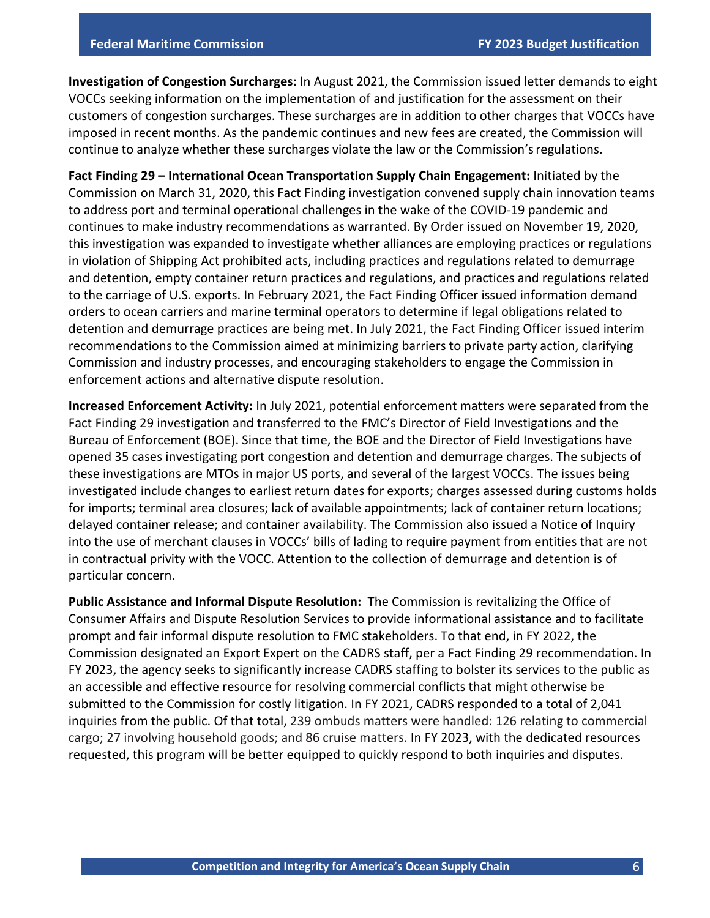**Investigation of Congestion Surcharges:** In August 2021, the Commission issued letter demands to eight VOCCs seeking information on the implementation of and justification for the assessment on their customers of congestion surcharges. These surcharges are in addition to other charges that VOCCs have imposed in recent months. As the pandemic continues and new fees are created, the Commission will continue to analyze whether these surcharges violate the law or the Commission's regulations.

**Fact Finding 29 – International Ocean Transportation Supply Chain Engagement:** Initiated by the Commission on March 31, 2020, this Fact Finding investigation convened supply chain innovation teams to address port and terminal operational challenges in the wake of the COVID-19 pandemic and continues to make industry recommendations as warranted. By Order issued on November 19, 2020, this investigation was expanded to investigate whether alliances are employing practices or regulations in violation of Shipping Act prohibited acts, including practices and regulations related to demurrage and detention, empty container return practices and regulations, and practices and regulations related to the carriage of U.S. exports. In February 2021, the Fact Finding Officer issued information demand orders to ocean carriers and marine terminal operators to determine if legal obligations related to detention and demurrage practices are being met. In July 2021, the Fact Finding Officer issued interim recommendations to the Commission aimed at minimizing barriers to private party action, clarifying Commission and industry processes, and encouraging stakeholders to engage the Commission in enforcement actions and alternative dispute resolution.

**Increased Enforcement Activity:** In July 2021, potential enforcement matters were separated from the Fact Finding 29 investigation and transferred to the FMC's Director of Field Investigations and the Bureau of Enforcement (BOE). Since that time, the BOE and the Director of Field Investigations have opened 35 cases investigating port congestion and detention and demurrage charges. The subjects of these investigations are MTOs in major US ports, and several of the largest VOCCs. The issues being investigated include changes to earliest return dates for exports; charges assessed during customs holds for imports; terminal area closures; lack of available appointments; lack of container return locations; delayed container release; and container availability. The Commission also issued a Notice of Inquiry into the use of merchant clauses in VOCCs' bills of lading to require payment from entities that are not in contractual privity with the VOCC. Attention to the collection of demurrage and detention is of particular concern.

**Public Assistance and Informal Dispute Resolution:** The Commission is revitalizing the Office of Consumer Affairs and Dispute Resolution Services to provide informational assistance and to facilitate prompt and fair informal dispute resolution to FMC stakeholders. To that end, in FY 2022, the Commission designated an Export Expert on the CADRS staff, per a Fact Finding 29 recommendation. In FY 2023, the agency seeks to significantly increase CADRS staffing to bolster its services to the public as an accessible and effective resource for resolving commercial conflicts that might otherwise be submitted to the Commission for costly litigation. In FY 2021, CADRS responded to a total of 2,041 inquiries from the public. Of that total, 239 ombuds matters were handled: 126 relating to commercial cargo; 27 involving household goods; and 86 cruise matters. In FY 2023, with the dedicated resources requested, this program will be better equipped to quickly respond to both inquiries and disputes.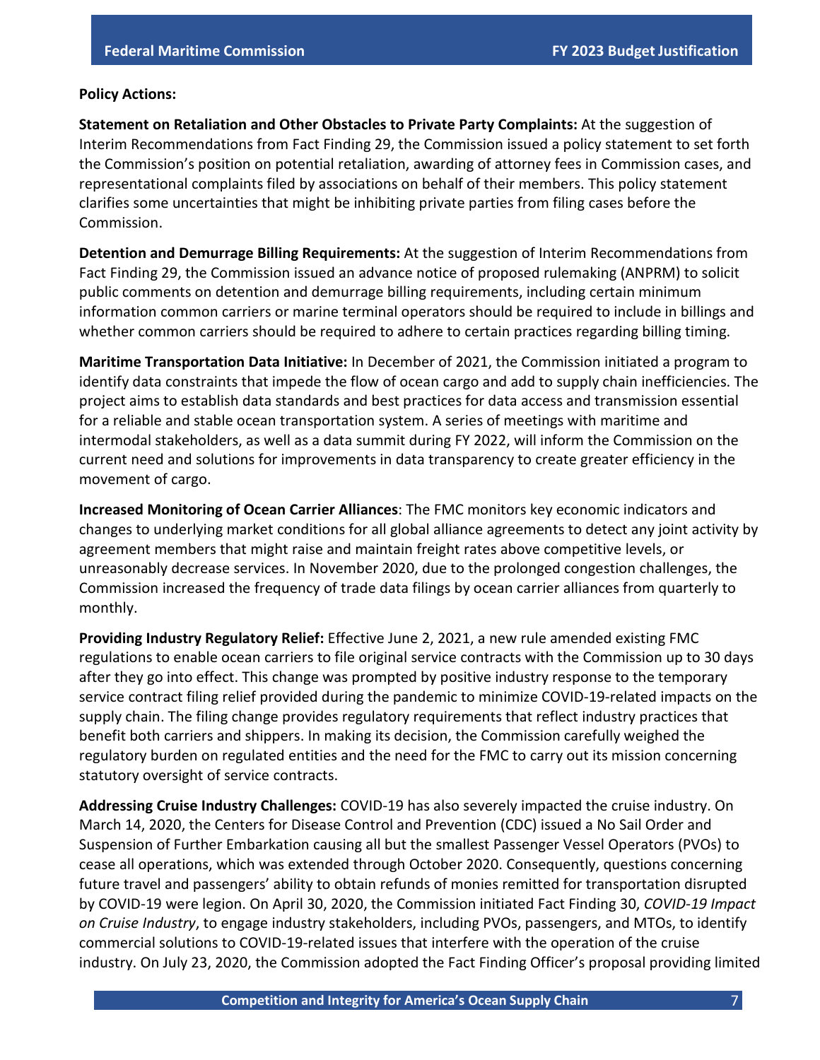**Policy Actions:**

**Statement on Retaliation and Other Obstacles to Private Party Complaints:** At the suggestion of Interim Recommendations from Fact Finding 29, the Commission issued a policy statement to set forth the Commission's position on potential retaliation, awarding of attorney fees in Commission cases, and representational complaints filed by associations on behalf of their members. This policy statement clarifies some uncertainties that might be inhibiting private parties from filing cases before the Commission.

**Detention and Demurrage Billing Requirements:** At the suggestion of Interim Recommendations from Fact Finding 29, the Commission issued an advance notice of proposed rulemaking (ANPRM) to solicit public comments on detention and demurrage billing requirements, including certain minimum information common carriers or marine terminal operators should be required to include in billings and whether common carriers should be required to adhere to certain practices regarding billing timing.

**Maritime Transportation Data Initiative:** In December of 2021, the Commission initiated a program to identify data constraints that impede the flow of ocean cargo and add to supply chain inefficiencies. The project aims to establish data standards and best practices for data access and transmission essential for a reliable and stable ocean transportation system. A series of meetings with maritime and intermodal stakeholders, as well as a data summit during FY 2022, will inform the Commission on the current need and solutions for improvements in data transparency to create greater efficiency in the movement of cargo.

**Increased Monitoring of Ocean Carrier Alliances**: The FMC monitors key economic indicators and changes to underlying market conditions for all global alliance agreements to detect any joint activity by agreement members that might raise and maintain freight rates above competitive levels, or unreasonably decrease services. In November 2020, due to the prolonged congestion challenges, the Commission increased the frequency of trade data filings by ocean carrier alliances from quarterly to monthly.

**Providing Industry Regulatory Relief:** Effective June 2, 2021, a new rule amended existing FMC regulations to enable ocean carriers to file original service contracts with the Commission up to 30 days after they go into effect. This change was prompted by positive industry response to the temporary service contract filing relief provided during the pandemic to minimize COVID-19-related impacts on the supply chain. The filing change provides regulatory requirements that reflect industry practices that benefit both carriers and shippers. In making its decision, the Commission carefully weighed the regulatory burden on regulated entities and the need for the FMC to carry out its mission concerning statutory oversight of service contracts.

**Addressing Cruise Industry Challenges:** COVID-19 has also severely impacted the cruise industry. On March 14, 2020, the Centers for Disease Control and Prevention (CDC) issued a No Sail Order and Suspension of Further Embarkation causing all but the smallest Passenger Vessel Operators (PVOs) to cease all operations, which was extended through October 2020. Consequently, questions concerning future travel and passengers' ability to obtain refunds of monies remitted for transportation disrupted by COVID-19 were legion. On April 30, 2020, the Commission initiated Fact Finding 30, *COVID-19 Impact on Cruise Industry*, to engage industry stakeholders, including PVOs, passengers, and MTOs, to identify commercial solutions to COVID-19-related issues that interfere with the operation of the cruise industry. On July 23, 2020, the Commission adopted the Fact Finding Officer's proposal providing limited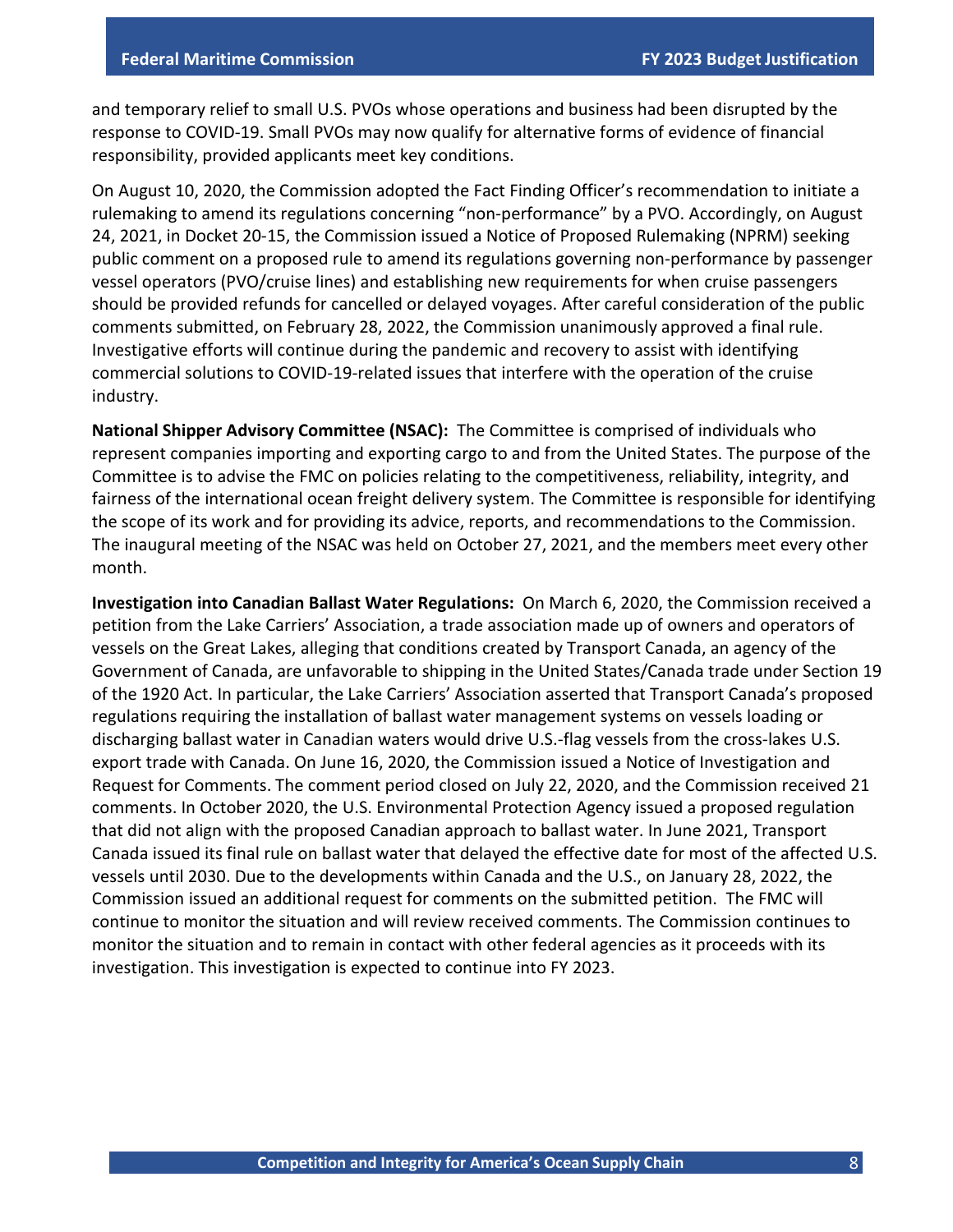and temporary relief to small U.S. PVOs whose operations and business had been disrupted by the response to COVID-19. Small PVOs may now qualify for alternative forms of evidence of financial responsibility, provided applicants meet key conditions.

On August 10, 2020, the Commission adopted the Fact Finding Officer's recommendation to initiate a rulemaking to amend its regulations concerning "non-performance" by a PVO. Accordingly, on August 24, 2021, in Docket 20-15, the Commission issued a Notice of Proposed Rulemaking (NPRM) seeking public comment on a proposed rule to amend its regulations governing non-performance by passenger vessel operators (PVO/cruise lines) and establishing new requirements for when cruise passengers should be provided refunds for cancelled or delayed voyages. After careful consideration of the public comments submitted, on February 28, 2022, the Commission unanimously approved a final rule. Investigative efforts will continue during the pandemic and recovery to assist with identifying commercial solutions to COVID-19-related issues that interfere with the operation of the cruise industry.

**National Shipper Advisory Committee (NSAC):** The Committee is comprised of individuals who represent companies importing and exporting cargo to and from the United States. The purpose of the Committee is to advise the FMC on policies relating to the competitiveness, reliability, integrity, and fairness of the international ocean freight delivery system. The Committee is responsible for identifying the scope of its work and for providing its advice, reports, and recommendations to the Commission. The inaugural meeting of the NSAC was held on October 27, 2021, and the members meet every other month.

**Investigation into Canadian Ballast Water Regulations:** On March 6, 2020, the Commission received a petition from the Lake Carriers' Association, a trade association made up of owners and operators of vessels on the Great Lakes, alleging that conditions created by Transport Canada, an agency of the Government of Canada, are unfavorable to shipping in the United States/Canada trade under Section 19 of the 1920 Act. In particular, the Lake Carriers' Association asserted that Transport Canada's proposed regulations requiring the installation of ballast water management systems on vessels loading or discharging ballast water in Canadian waters would drive U.S.-flag vessels from the cross-lakes U.S. export trade with Canada. On June 16, 2020, the Commission issued a Notice of Investigation and Request for Comments. The comment period closed on July 22, 2020, and the Commission received 21 comments. In October 2020, the U.S. Environmental Protection Agency issued a proposed regulation that did not align with the proposed Canadian approach to ballast water. In June 2021, Transport Canada issued its final rule on ballast water that delayed the effective date for most of the affected U.S. vessels until 2030. Due to the developments within Canada and the U.S., on January 28, 2022, the Commission issued an additional request for comments on the submitted petition. The FMC will continue to monitor the situation and will review received comments. The Commission continues to monitor the situation and to remain in contact with other federal agencies as it proceeds with its investigation. This investigation is expected to continue into FY 2023.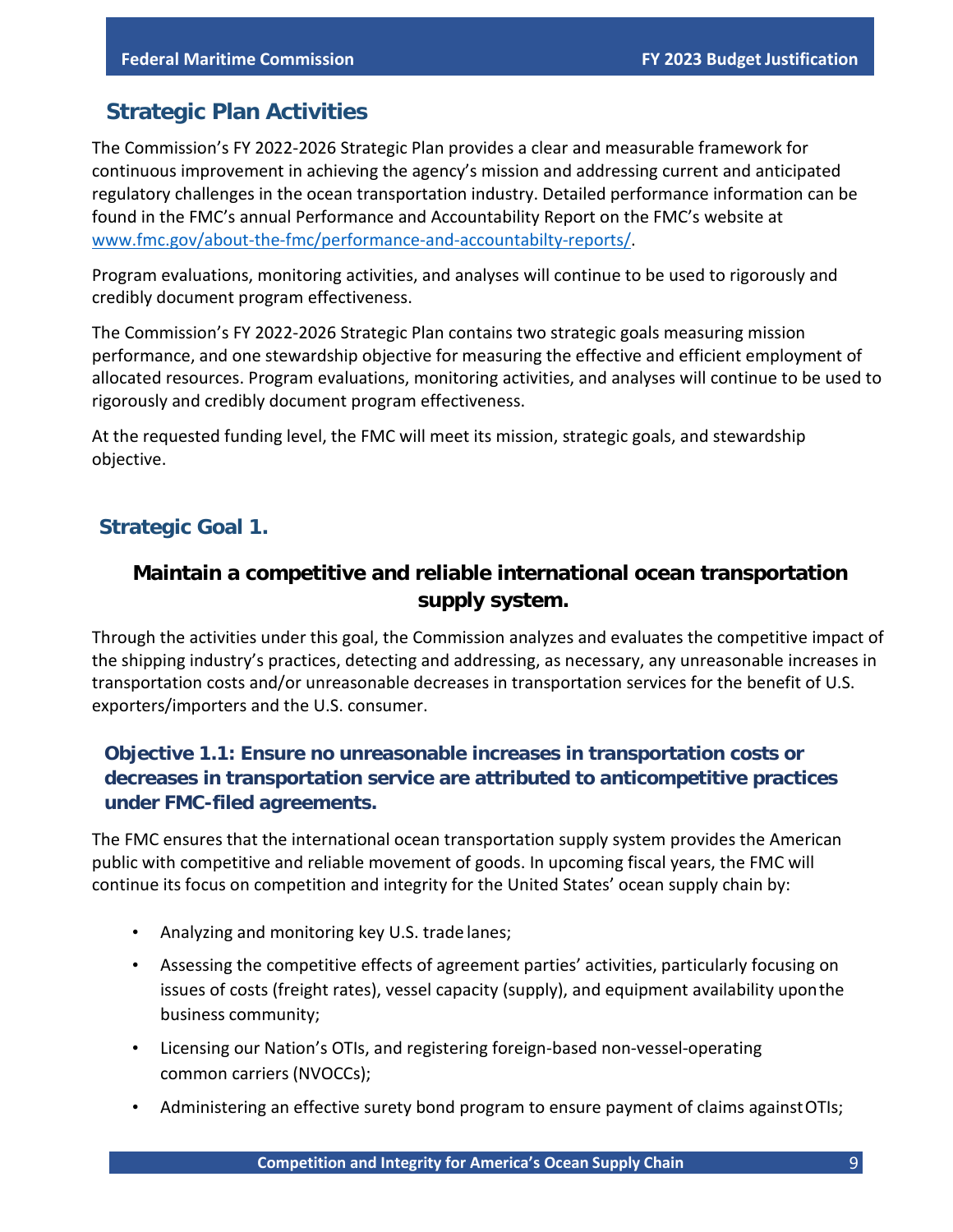## Strategic Plan Activities

The Commission's FY 2022-2026 Strategic Plan provides a clear and measurable framework for continuous improvement in achieving the agency's mission and addressing current and anticipated regulatory challenges in the ocean transportation industry. Detailed performance information can be found in the FMC's annual Performance and Accountability Report on the FMC's website at [www.fmc.gov/about-the-fmc/performance-and-accountabilty-reports/](www.fmc.gov/about-the-fmc/performance-and-accountabilty-reports/).

Program evaluations, monitoring activities, and analyses will continue to be used to rigorously and credibly document program effectiveness.

The Commission's FY 2022-2026 Strategic Plan contains two strategic goals measuring mission performance, and one stewardship objective for measuring the effective and efficient employment of allocated resources. Program evaluations, monitoring activities, and analyses will continue to be used to rigorously and credibly document program effectiveness.

At the requested funding level, the FMC will meet its mission, strategic goals, and stewardship objective.

### Strategic Goal 1.

#### Maintain a competitive and reliable international ocean transportation supply system.

Through the activities under this goal, the Commission analyzes and evaluates the competitive impact of the shipping industry's practices, detecting and addressing, as necessary, any unreasonable increases in transportation costs and/or unreasonable decreases in transportation services for the benefit of U.S. exporters/importers and the U.S. consumer.

#### Objective 1.1: Ensure no unreasonable increases in transportation costs or decreases in transportation service are attributed to anticompetitive practices under FMC-filed agreements.

The FMC ensures that the international ocean transportation supply system provides the American public with competitive and reliable movement of goods. In upcoming fiscal years, the FMC will continue its focus on competition and integrity for the United States' ocean supply chain by:

- Analyzing and monitoring key U.S. trade lanes;
- Assessing the competitive effects of agreement parties' activities, particularly focusing on issues of costs (freight rates), vessel capacity (supply), and equipment availability upon the business community;
- Licensing our Nation's OTIs, and registering foreign-based non-vessel-operating common carriers (NVOCCs);
- Administering an effective surety bond program to ensure payment of claims against OTIs;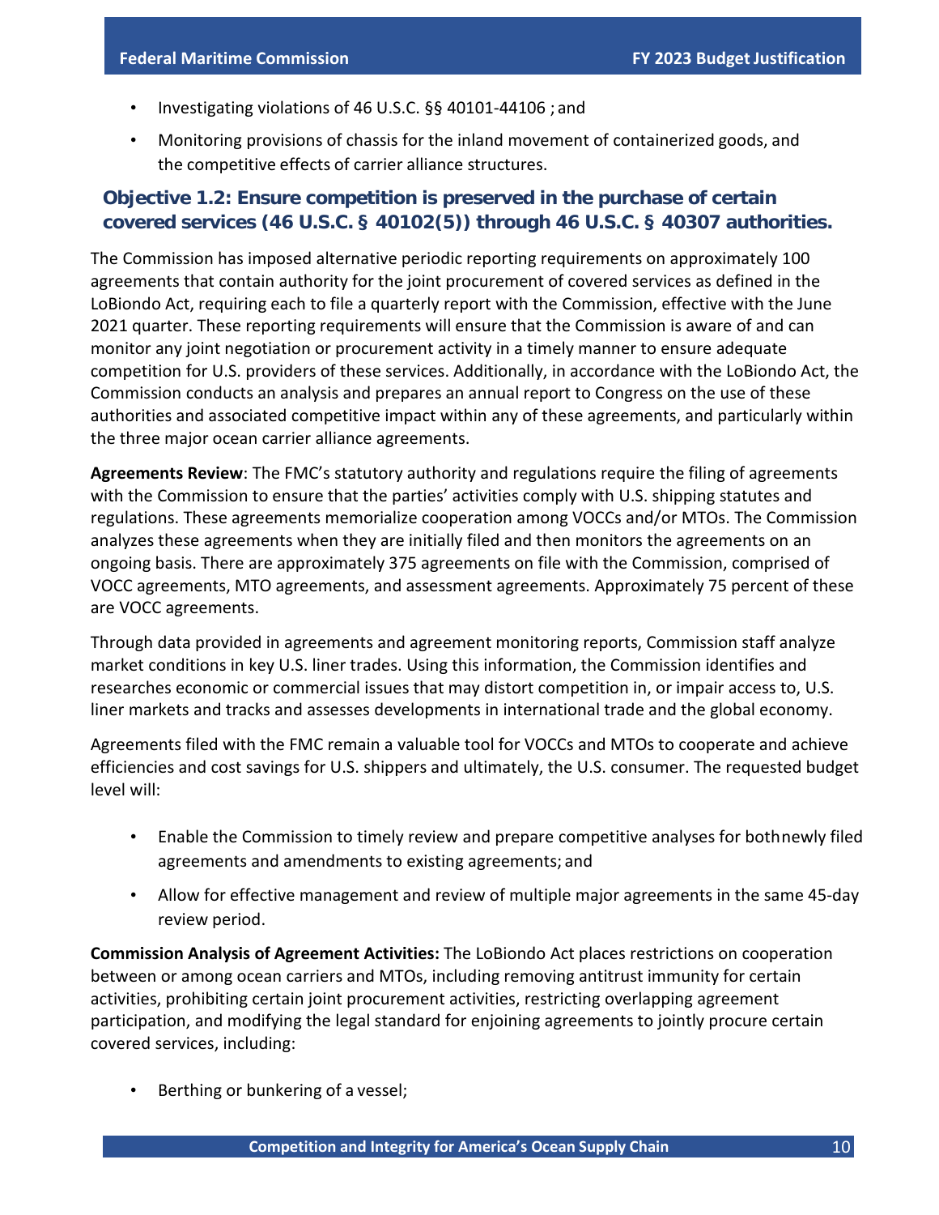- Investigating violations of 46 U.S.C. §§ 40101-44106 ; and
- Monitoring provisions of chassis for the inland movement of containerized goods, and the competitive effects of carrier alliance structures.

### Objective 1.2: Ensure competition is preserved in the purchase of certain covered services (46 U.S.C. § 40102(5)) through 46 U.S.C. § 40307 authorities.

The Commission has imposed alternative periodic reporting requirements on approximately 100 agreements that contain authority for the joint procurement of covered services as defined in the LoBiondo Act, requiring each to file a quarterly report with the Commission, effective with the June 2021 quarter. These reporting requirements will ensure that the Commission is aware of and can monitor any joint negotiation or procurement activity in a timely manner to ensure adequate competition for U.S. providers of these services. Additionally, in accordance with the LoBiondo Act, the Commission conducts an analysis and prepares an annual report to Congress on the use of these authorities and associated competitive impact within any of these agreements, and particularly within the three major ocean carrier alliance agreements.

**Agreements Review**: The FMC's statutory authority and regulations require the filing of agreements with the Commission to ensure that the parties' activities comply with U.S. shipping statutes and regulations. These agreements memorialize cooperation among VOCCs and/or MTOs. The Commission analyzes these agreements when they are initially filed and then monitors the agreements on an ongoing basis. There are approximately 375 agreements on file with the Commission, comprised of VOCC agreements, MTO agreements, and assessment agreements. Approximately 75 percent of these are VOCC agreements.

Through data provided in agreements and agreement monitoring reports, Commission staff analyze market conditions in key U.S. liner trades. Using this information, the Commission identifies and researches economic or commercial issues that may distort competition in, or impair access to, U.S. liner markets and tracks and assesses developments in international trade and the global economy.

Agreements filed with the FMC remain a valuable tool for VOCCs and MTOs to cooperate and achieve efficiencies and cost savings for U.S. shippers and ultimately, the U.S. consumer. The requested budget level will:

- Enable the Commission to timely review and prepare competitive analyses for both newly filed agreements and amendments to existing agreements; and
- Allow for effective management and review of multiple major agreements in the same 45-day review period.

**Commission Analysis of Agreement Activities:** The LoBiondo Act places restrictions on cooperation between or among ocean carriers and MTOs, including removing antitrust immunity for certain activities, prohibiting certain joint procurement activities, restricting overlapping agreement participation, and modifying the legal standard for enjoining agreements to jointly procure certain covered services, including:

- Berthing or bunkering of a vessel;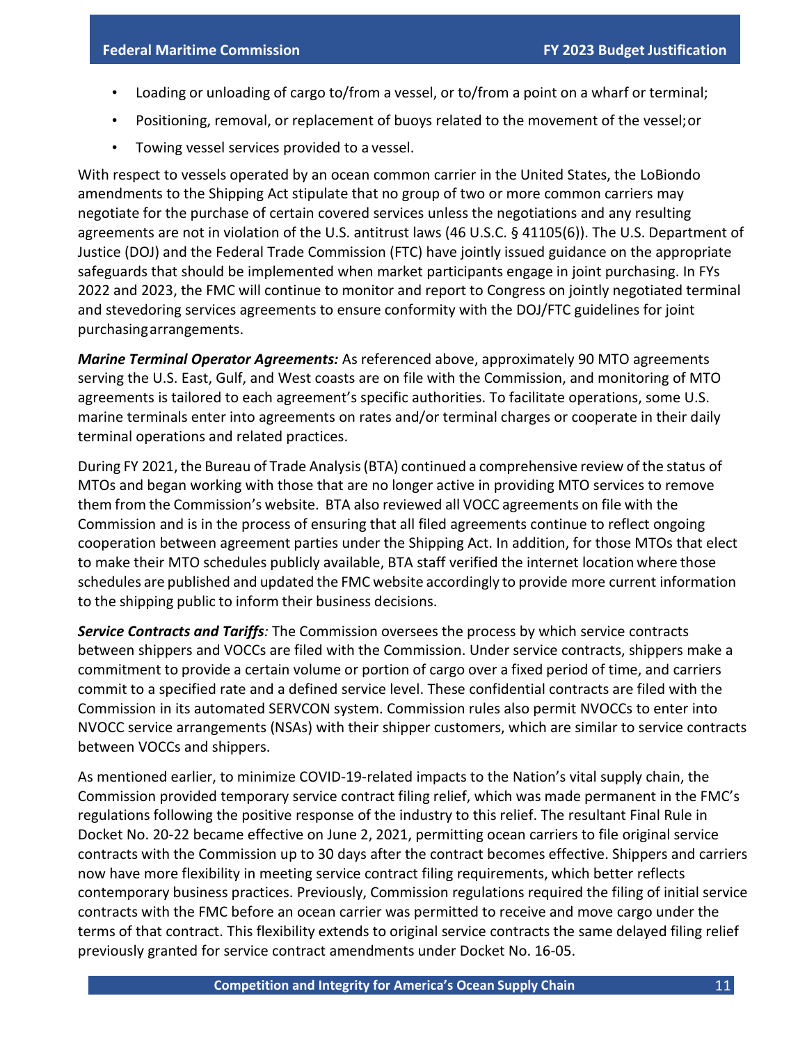- Loading or unloading of cargo to/from a vessel, or to/from a point on a wharf or terminal;
- Positioning, removal, or replacement of buoys related to the movement of the vessel; or
- Towing vessel services provided to a vessel.

With respect to vessels operated by an ocean common carrier in the United States, the LoBiondo amendments to the Shipping Act stipulate that no group of two or more common carriers may negotiate for the purchase of certain covered services unless the negotiations and any resulting agreements are not in violation of the U.S. antitrust laws (46 U.S.C. § 41105(6)). The U.S. Department of Justice (DOJ) and the Federal Trade Commission (FTC) have jointly issued guidance on the appropriate safeguards that should be implemented when market participants engage in joint purchasing. In FYs 2022 and 2023, the FMC will continue to monitor and report to Congress on jointly negotiated terminal and stevedoring services agreements to ensure conformity with the DOJ/FTC guidelines for joint purchasing arrangements.

***Marine Terminal Operator Agreements:*** As referenced above, approximately 90 MTO agreements serving the U.S. East, Gulf, and West coasts are on file with the Commission, and monitoring of MTO agreements is tailored to each agreement's specific authorities. To facilitate operations, some U.S. marine terminals enter into agreements on rates and/or terminal charges or cooperate in their daily terminal operations and related practices.

During FY 2021, the Bureau of Trade Analysis (BTA) continued a comprehensive review of the status of MTOs and began working with those that are no longer active in providing MTO services to remove them from the Commission's website. BTA also reviewed all VOCC agreements on file with the Commission and is in the process of ensuring that all filed agreements continue to reflect ongoing cooperation between agreement parties under the Shipping Act. In addition, for those MTOs that elect to make their MTO schedules publicly available, BTA staff verified the internet location where those schedules are published and updated the FMC website accordingly to provide more current information to the shipping public to inform their business decisions.

***Service Contracts and Tariffs****:* The Commission oversees the process by which service contracts between shippers and VOCCs are filed with the Commission. Under service contracts, shippers make a commitment to provide a certain volume or portion of cargo over a fixed period of time, and carriers commit to a specified rate and a defined service level. These confidential contracts are filed with the Commission in its automated SERVCON system. Commission rules also permit NVOCCs to enter into NVOCC service arrangements (NSAs) with their shipper customers, which are similar to service contracts between VOCCs and shippers.

As mentioned earlier, to minimize COVID-19-related impacts to the Nation's vital supply chain, the Commission provided temporary service contract filing relief, which was made permanent in the FMC's regulations following the positive response of the industry to this relief. The resultant Final Rule in Docket No. 20-22 became effective on June 2, 2021, permitting ocean carriers to file original service contracts with the Commission up to 30 days after the contract becomes effective. Shippers and carriers now have more flexibility in meeting service contract filing requirements, which better reflects contemporary business practices. Previously, Commission regulations required the filing of initial service contracts with the FMC before an ocean carrier was permitted to receive and move cargo under the terms of that contract. This flexibility extends to original service contracts the same delayed filing relief previously granted for service contract amendments under Docket No. 16-05.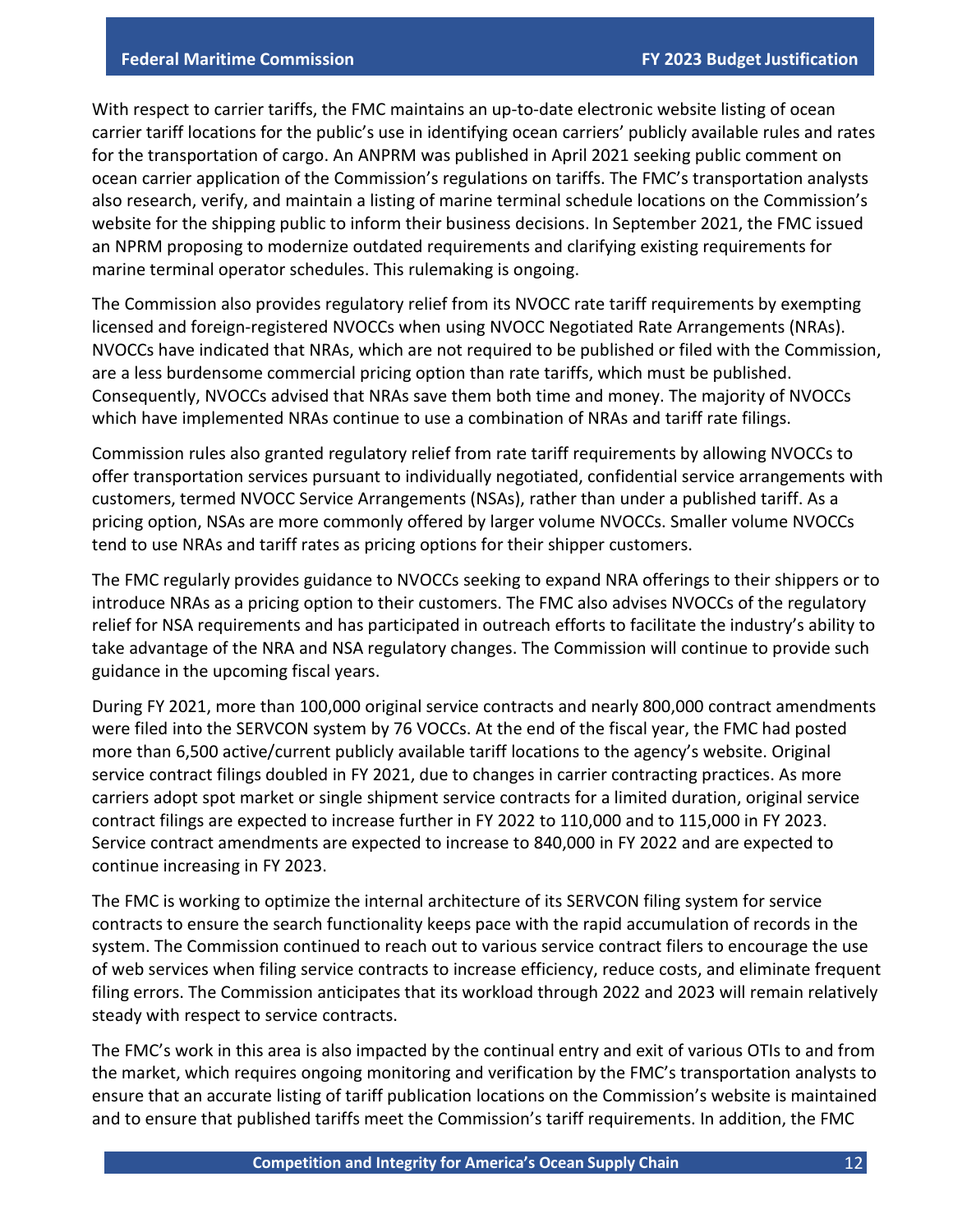With respect to carrier tariffs, the FMC maintains an up-to-date electronic website listing of ocean carrier tariff locations for the public's use in identifying ocean carriers' publicly available rules and rates for the transportation of cargo. An ANPRM was published in April 2021 seeking public comment on ocean carrier application of the Commission's regulations on tariffs. The FMC's transportation analysts also research, verify, and maintain a listing of marine terminal schedule locations on the Commission's website for the shipping public to inform their business decisions. In September 2021, the FMC issued an NPRM proposing to modernize outdated requirements and clarifying existing requirements for marine terminal operator schedules. This rulemaking is ongoing.

The Commission also provides regulatory relief from its NVOCC rate tariff requirements by exempting licensed and foreign-registered NVOCCs when using NVOCC Negotiated Rate Arrangements (NRAs). NVOCCs have indicated that NRAs, which are not required to be published or filed with the Commission, are a less burdensome commercial pricing option than rate tariffs, which must be published. Consequently, NVOCCs advised that NRAs save them both time and money. The majority of NVOCCs which have implemented NRAs continue to use a combination of NRAs and tariff rate filings.

Commission rules also granted regulatory relief from rate tariff requirements by allowing NVOCCs to offer transportation services pursuant to individually negotiated, confidential service arrangements with customers, termed NVOCC Service Arrangements (NSAs), rather than under a published tariff. As a pricing option, NSAs are more commonly offered by larger volume NVOCCs. Smaller volume NVOCCs tend to use NRAs and tariff rates as pricing options for their shipper customers.

The FMC regularly provides guidance to NVOCCs seeking to expand NRA offerings to their shippers or to introduce NRAs as a pricing option to their customers. The FMC also advises NVOCCs of the regulatory relief for NSA requirements and has participated in outreach efforts to facilitate the industry's ability to take advantage of the NRA and NSA regulatory changes. The Commission will continue to provide such guidance in the upcoming fiscal years.

During FY 2021, more than 100,000 original service contracts and nearly 800,000 contract amendments were filed into the SERVCON system by 76 VOCCs. At the end of the fiscal year, the FMC had posted more than 6,500 active/current publicly available tariff locations to the agency's website. Original service contract filings doubled in FY 2021, due to changes in carrier contracting practices. As more carriers adopt spot market or single shipment service contracts for a limited duration, original service contract filings are expected to increase further in FY 2022 to 110,000 and to 115,000 in FY 2023. Service contract amendments are expected to increase to 840,000 in FY 2022 and are expected to continue increasing in FY 2023.

The FMC is working to optimize the internal architecture of its SERVCON filing system for service contracts to ensure the search functionality keeps pace with the rapid accumulation of records in the system. The Commission continued to reach out to various service contract filers to encourage the use of web services when filing service contracts to increase efficiency, reduce costs, and eliminate frequent filing errors. The Commission anticipates that its workload through 2022 and 2023 will remain relatively steady with respect to service contracts.

The FMC's work in this area is also impacted by the continual entry and exit of various OTIs to and from the market, which requires ongoing monitoring and verification by the FMC's transportation analysts to ensure that an accurate listing of tariff publication locations on the Commission's website is maintained and to ensure that published tariffs meet the Commission's tariff requirements. In addition, the FMC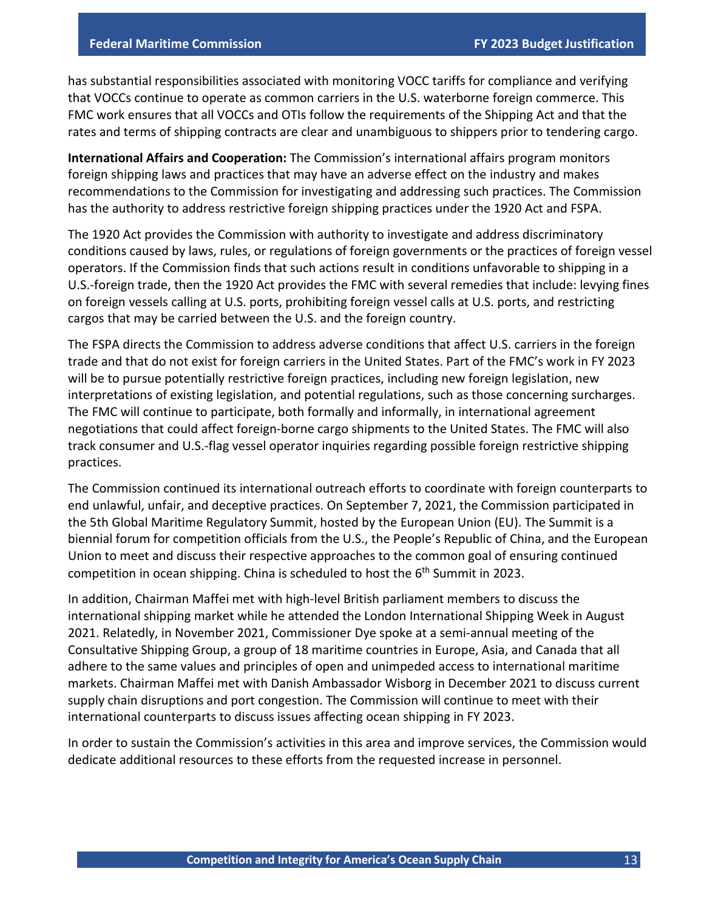has substantial responsibilities associated with monitoring VOCC tariffs for compliance and verifying that VOCCs continue to operate as common carriers in the U.S. waterborne foreign commerce. This FMC work ensures that all VOCCs and OTIs follow the requirements of the Shipping Act and that the rates and terms of shipping contracts are clear and unambiguous to shippers prior to tendering cargo.

**International Affairs and Cooperation:** The Commission's international affairs program monitors foreign shipping laws and practices that may have an adverse effect on the industry and makes recommendations to the Commission for investigating and addressing such practices. The Commission has the authority to address restrictive foreign shipping practices under the 1920 Act and FSPA.

The 1920 Act provides the Commission with authority to investigate and address discriminatory conditions caused by laws, rules, or regulations of foreign governments or the practices of foreign vessel operators. If the Commission finds that such actions result in conditions unfavorable to shipping in a U.S.-foreign trade, then the 1920 Act provides the FMC with several remedies that include: levying fines on foreign vessels calling at U.S. ports, prohibiting foreign vessel calls at U.S. ports, and restricting cargos that may be carried between the U.S. and the foreign country.

The FSPA directs the Commission to address adverse conditions that affect U.S. carriers in the foreign trade and that do not exist for foreign carriers in the United States. Part of the FMC's work in FY 2023 will be to pursue potentially restrictive foreign practices, including new foreign legislation, new interpretations of existing legislation, and potential regulations, such as those concerning surcharges. The FMC will continue to participate, both formally and informally, in international agreement negotiations that could affect foreign-borne cargo shipments to the United States. The FMC will also track consumer and U.S.-flag vessel operator inquiries regarding possible foreign restrictive shipping practices.

The Commission continued its international outreach efforts to coordinate with foreign counterparts to end unlawful, unfair, and deceptive practices. On September 7, 2021, the Commission participated in the 5th Global Maritime Regulatory Summit, hosted by the European Union (EU). The Summit is a biennial forum for competition officials from the U.S., the People's Republic of China, and the European Union to meet and discuss their respective approaches to the common goal of ensuring continued competition in ocean shipping. China is scheduled to host the 6th Summit in 2023.

In addition, Chairman Maffei met with high-level British parliament members to discuss the international shipping market while he attended the London International Shipping Week in August 2021. Relatedly, in November 2021, Commissioner Dye spoke at a semi-annual meeting of the Consultative Shipping Group, a group of 18 maritime countries in Europe, Asia, and Canada that all adhere to the same values and principles of open and unimpeded access to international maritime markets. Chairman Maffei met with Danish Ambassador Wisborg in December 2021 to discuss current supply chain disruptions and port congestion. The Commission will continue to meet with their international counterparts to discuss issues affecting ocean shipping in FY 2023.

In order to sustain the Commission's activities in this area and improve services, the Commission would dedicate additional resources to these efforts from the requested increase in personnel.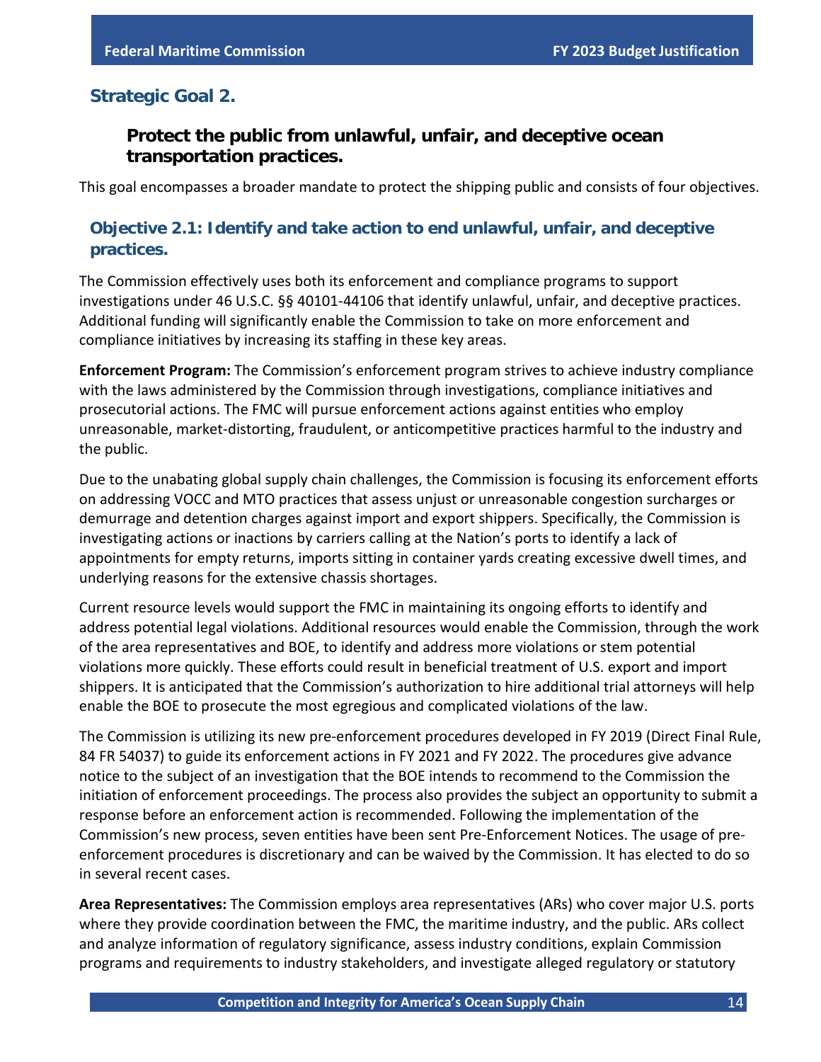## Strategic Goal 2.

### Protect the public from unlawful, unfair, and deceptive ocean transportation practices.

This goal encompasses a broader mandate to protect the shipping public and consists of four objectives.

### Objective 2.1: Identify and take action to end unlawful, unfair, and deceptive practices.

The Commission effectively uses both its enforcement and compliance programs to support investigations under 46 U.S.C. §§ 40101-44106 that identify unlawful, unfair, and deceptive practices. Additional funding will significantly enable the Commission to take on more enforcement and compliance initiatives by increasing its staffing in these key areas.

**Enforcement Program:** The Commission's enforcement program strives to achieve industry compliance with the laws administered by the Commission through investigations, compliance initiatives and prosecutorial actions. The FMC will pursue enforcement actions against entities who employ unreasonable, market-distorting, fraudulent, or anticompetitive practices harmful to the industry and the public.

Due to the unabating global supply chain challenges, the Commission is focusing its enforcement efforts on addressing VOCC and MTO practices that assess unjust or unreasonable congestion surcharges or demurrage and detention charges against import and export shippers. Specifically, the Commission is investigating actions or inactions by carriers calling at the Nation's ports to identify a lack of appointments for empty returns, imports sitting in container yards creating excessive dwell times, and underlying reasons for the extensive chassis shortages.

Current resource levels would support the FMC in maintaining its ongoing efforts to identify and address potential legal violations. Additional resources would enable the Commission, through the work of the area representatives and BOE, to identify and address more violations or stem potential violations more quickly. These efforts could result in beneficial treatment of U.S. export and import shippers. It is anticipated that the Commission's authorization to hire additional trial attorneys will help enable the BOE to prosecute the most egregious and complicated violations of the law.

The Commission is utilizing its new pre-enforcement procedures developed in FY 2019 (Direct Final Rule, 84 FR 54037) to guide its enforcement actions in FY 2021 and FY 2022. The procedures give advance notice to the subject of an investigation that the BOE intends to recommend to the Commission the initiation of enforcement proceedings. The process also provides the subject an opportunity to submit a response before an enforcement action is recommended. Following the implementation of the Commission's new process, seven entities have been sent Pre-Enforcement Notices. The usage of pre-enforcement procedures is discretionary and can be waived by the Commission. It has elected to do so in several recent cases.

**Area Representatives:** The Commission employs area representatives (ARs) who cover major U.S. ports where they provide coordination between the FMC, the maritime industry, and the public. ARs collect and analyze information of regulatory significance, assess industry conditions, explain Commission programs and requirements to industry stakeholders, and investigate alleged regulatory or statutory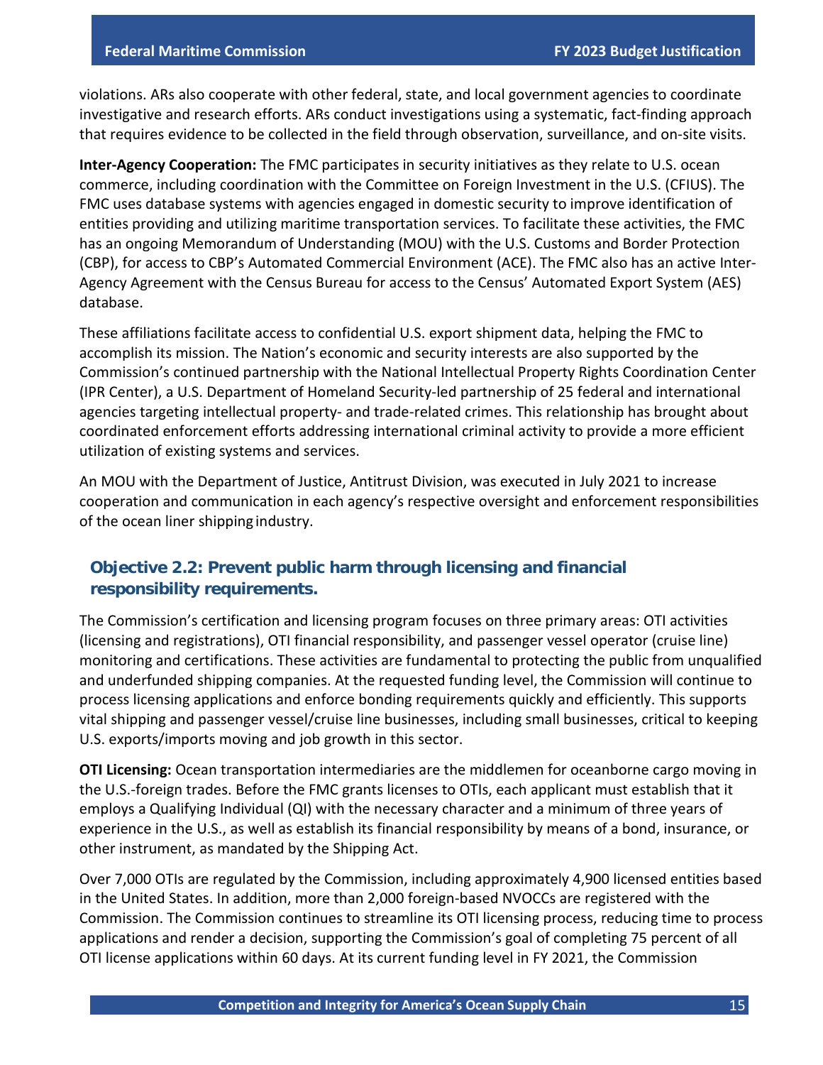violations. ARs also cooperate with other federal, state, and local government agencies to coordinate investigative and research efforts. ARs conduct investigations using a systematic, fact-finding approach that requires evidence to be collected in the field through observation, surveillance, and on-site visits.

**Inter-Agency Cooperation:** The FMC participates in security initiatives as they relate to U.S. ocean commerce, including coordination with the Committee on Foreign Investment in the U.S. (CFIUS). The FMC uses database systems with agencies engaged in domestic security to improve identification of entities providing and utilizing maritime transportation services. To facilitate these activities, the FMC has an ongoing Memorandum of Understanding (MOU) with the U.S. Customs and Border Protection (CBP), for access to CBP's Automated Commercial Environment (ACE). The FMC also has an active Inter-Agency Agreement with the Census Bureau for access to the Census' Automated Export System (AES) database.

These affiliations facilitate access to confidential U.S. export shipment data, helping the FMC to accomplish its mission. The Nation's economic and security interests are also supported by the Commission's continued partnership with the National Intellectual Property Rights Coordination Center (IPR Center), a U.S. Department of Homeland Security-led partnership of 25 federal and international agencies targeting intellectual property- and trade-related crimes. This relationship has brought about coordinated enforcement efforts addressing international criminal activity to provide a more efficient utilization of existing systems and services.

An MOU with the Department of Justice, Antitrust Division, was executed in July 2021 to increase cooperation and communication in each agency's respective oversight and enforcement responsibilities of the ocean liner shipping industry.

### Objective 2.2: Prevent public harm through licensing and financial responsibility requirements.

The Commission's certification and licensing program focuses on three primary areas: OTI activities (licensing and registrations), OTI financial responsibility, and passenger vessel operator (cruise line) monitoring and certifications. These activities are fundamental to protecting the public from unqualified and underfunded shipping companies. At the requested funding level, the Commission will continue to process licensing applications and enforce bonding requirements quickly and efficiently. This supports vital shipping and passenger vessel/cruise line businesses, including small businesses, critical to keeping U.S. exports/imports moving and job growth in this sector.

**OTI Licensing:** Ocean transportation intermediaries are the middlemen for oceanborne cargo moving in the U.S.-foreign trades. Before the FMC grants licenses to OTIs, each applicant must establish that it employs a Qualifying Individual (QI) with the necessary character and a minimum of three years of experience in the U.S., as well as establish its financial responsibility by means of a bond, insurance, or other instrument, as mandated by the Shipping Act.

Over 7,000 OTIs are regulated by the Commission, including approximately 4,900 licensed entities based in the United States. In addition, more than 2,000 foreign-based NVOCCs are registered with the Commission. The Commission continues to streamline its OTI licensing process, reducing time to process applications and render a decision, supporting the Commission's goal of completing 75 percent of all OTI license applications within 60 days. At its current funding level in FY 2021, the Commission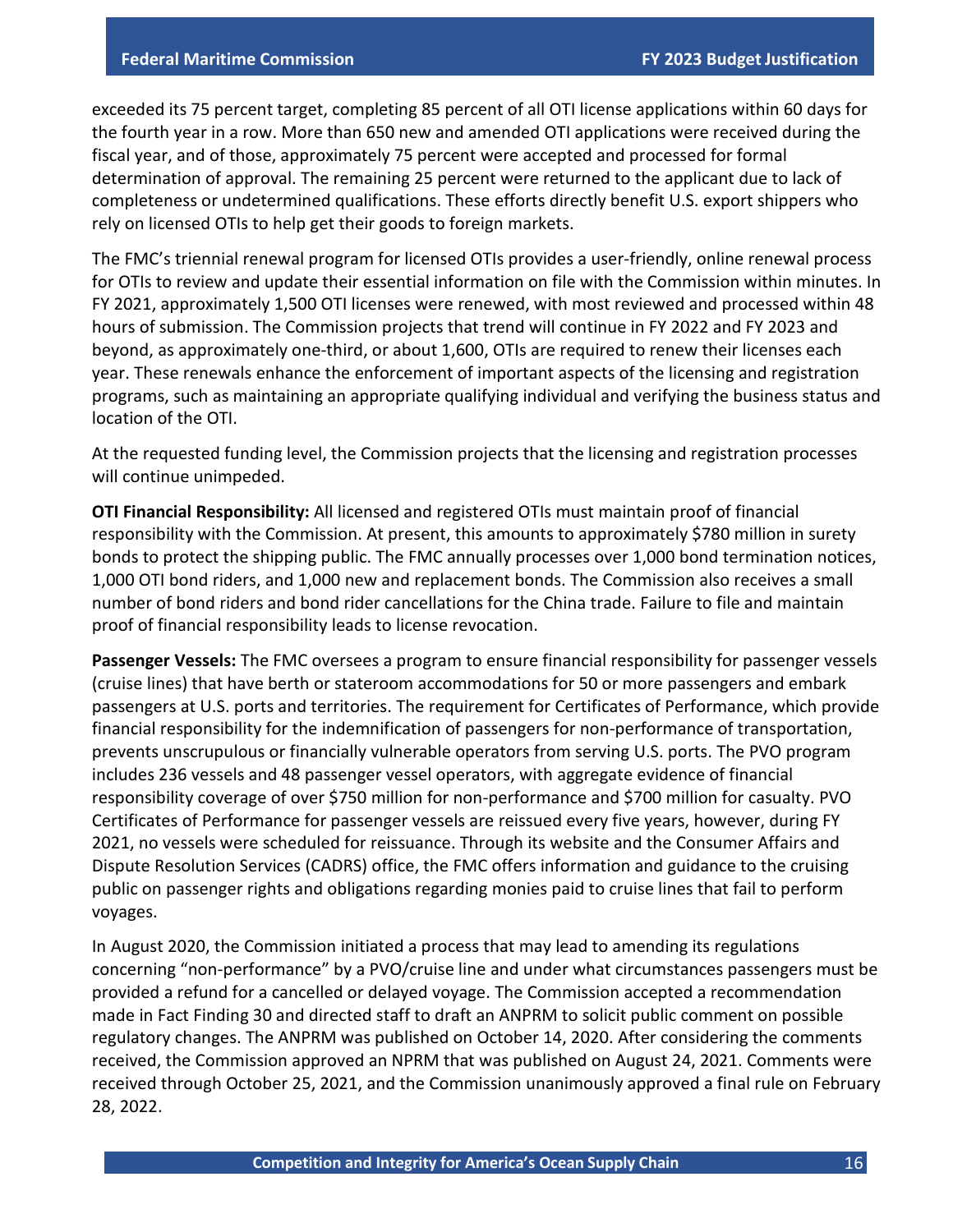exceeded its 75 percent target, completing 85 percent of all OTI license applications within 60 days for the fourth year in a row. More than 650 new and amended OTI applications were received during the fiscal year, and of those, approximately 75 percent were accepted and processed for formal determination of approval. The remaining 25 percent were returned to the applicant due to lack of completeness or undetermined qualifications. These efforts directly benefit U.S. export shippers who rely on licensed OTIs to help get their goods to foreign markets.

The FMC's triennial renewal program for licensed OTIs provides a user-friendly, online renewal process for OTIs to review and update their essential information on file with the Commission within minutes. In FY 2021, approximately 1,500 OTI licenses were renewed, with most reviewed and processed within 48 hours of submission. The Commission projects that trend will continue in FY 2022 and FY 2023 and beyond, as approximately one-third, or about 1,600, OTIs are required to renew their licenses each year. These renewals enhance the enforcement of important aspects of the licensing and registration programs, such as maintaining an appropriate qualifying individual and verifying the business status and location of the OTI.

At the requested funding level, the Commission projects that the licensing and registration processes will continue unimpeded.

**OTI Financial Responsibility:** All licensed and registered OTIs must maintain proof of financial responsibility with the Commission. At present, this amounts to approximately $780 million in surety bonds to protect the shipping public. The FMC annually processes over 1,000 bond termination notices, 1,000 OTI bond riders, and 1,000 new and replacement bonds. The Commission also receives a small number of bond riders and bond rider cancellations for the China trade. Failure to file and maintain proof of financial responsibility leads to license revocation.

**Passenger Vessels:** The FMC oversees a program to ensure financial responsibility for passenger vessels (cruise lines) that have berth or stateroom accommodations for 50 or more passengers and embark passengers at U.S. ports and territories. The requirement for Certificates of Performance, which provide financial responsibility for the indemnification of passengers for non-performance of transportation, prevents unscrupulous or financially vulnerable operators from serving U.S. ports. The PVO program includes 236 vessels and 48 passenger vessel operators, with aggregate evidence of financial responsibility coverage of over $750 million for non-performance and $700 million for casualty. PVO Certificates of Performance for passenger vessels are reissued every five years, however, during FY 2021, no vessels were scheduled for reissuance. Through its website and the Consumer Affairs and Dispute Resolution Services (CADRS) office, the FMC offers information and guidance to the cruising public on passenger rights and obligations regarding monies paid to cruise lines that fail to perform voyages.

In August 2020, the Commission initiated a process that may lead to amending its regulations concerning "non-performance" by a PVO/cruise line and under what circumstances passengers must be provided a refund for a cancelled or delayed voyage. The Commission accepted a recommendation made in Fact Finding 30 and directed staff to draft an ANPRM to solicit public comment on possible regulatory changes. The ANPRM was published on October 14, 2020. After considering the comments received, the Commission approved an NPRM that was published on August 24, 2021. Comments were received through October 25, 2021, and the Commission unanimously approved a final rule on February 28, 2022.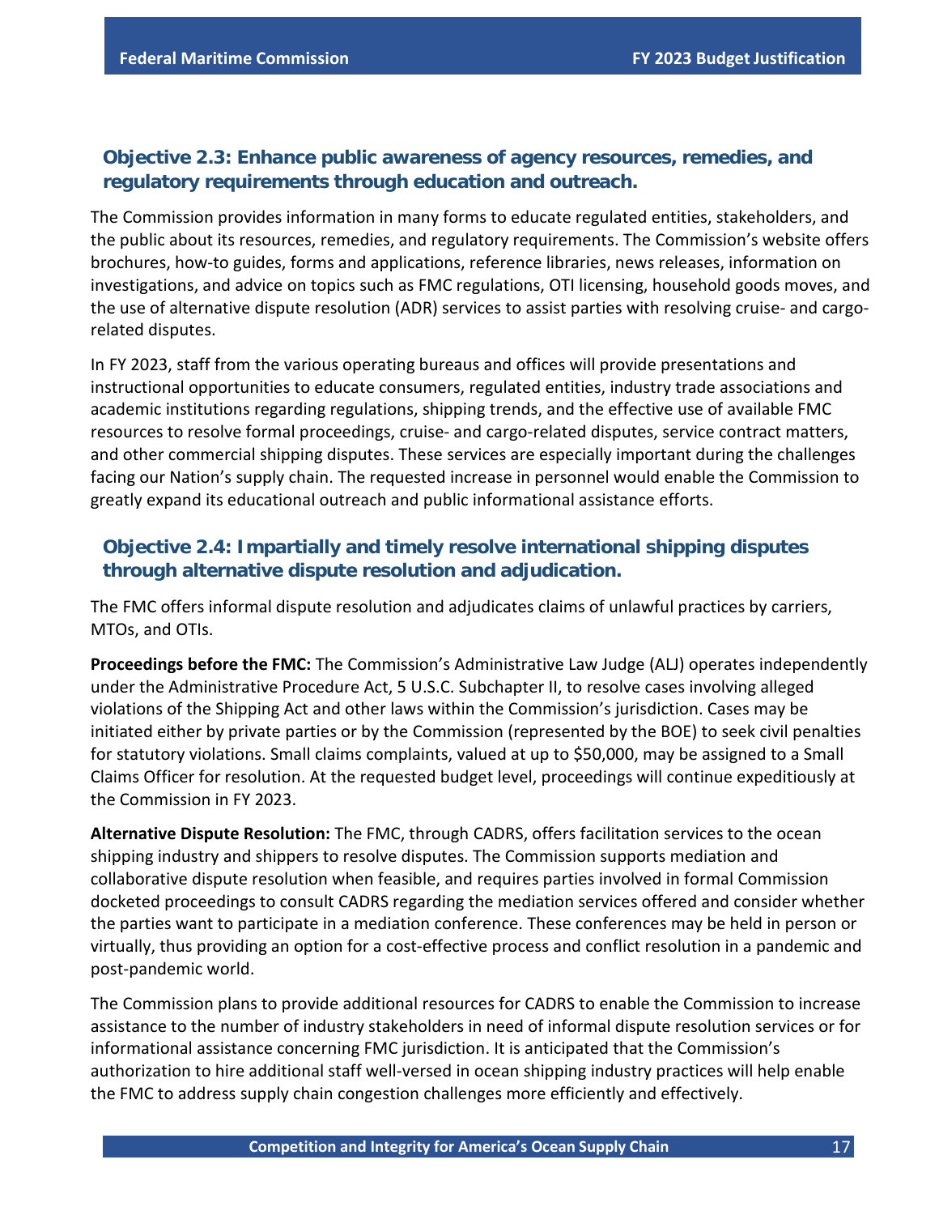### Objective 2.3: Enhance public awareness of agency resources, remedies, and regulatory requirements through education and outreach.

The Commission provides information in many forms to educate regulated entities, stakeholders, and the public about its resources, remedies, and regulatory requirements. The Commission's website offers brochures, how-to guides, forms and applications, reference libraries, news releases, information on investigations, and advice on topics such as FMC regulations, OTI licensing, household goods moves, and the use of alternative dispute resolution (ADR) services to assist parties with resolving cruise- and cargo-related disputes.

In FY 2023, staff from the various operating bureaus and offices will provide presentations and instructional opportunities to educate consumers, regulated entities, industry trade associations and academic institutions regarding regulations, shipping trends, and the effective use of available FMC resources to resolve formal proceedings, cruise- and cargo-related disputes, service contract matters, and other commercial shipping disputes. These services are especially important during the challenges facing our Nation's supply chain. The requested increase in personnel would enable the Commission to greatly expand its educational outreach and public informational assistance efforts.

### Objective 2.4: Impartially and timely resolve international shipping disputes through alternative dispute resolution and adjudication.

The FMC offers informal dispute resolution and adjudicates claims of unlawful practices by carriers, MTOs, and OTIs.

**Proceedings before the FMC:** The Commission's Administrative Law Judge (ALJ) operates independently under the Administrative Procedure Act, 5 U.S.C. Subchapter II, to resolve cases involving alleged violations of the Shipping Act and other laws within the Commission's jurisdiction. Cases may be initiated either by private parties or by the Commission (represented by the BOE) to seek civil penalties for statutory violations. Small claims complaints, valued at up to $50,000, may be assigned to a Small Claims Officer for resolution. At the requested budget level, proceedings will continue expeditiously at the Commission in FY 2023.

**Alternative Dispute Resolution:** The FMC, through CADRS, offers facilitation services to the ocean shipping industry and shippers to resolve disputes. The Commission supports mediation and collaborative dispute resolution when feasible, and requires parties involved in formal Commission docketed proceedings to consult CADRS regarding the mediation services offered and consider whether the parties want to participate in a mediation conference. These conferences may be held in person or virtually, thus providing an option for a cost-effective process and conflict resolution in a pandemic and post-pandemic world.

The Commission plans to provide additional resources for CADRS to enable the Commission to increase assistance to the number of industry stakeholders in need of informal dispute resolution services or for informational assistance concerning FMC jurisdiction. It is anticipated that the Commission's authorization to hire additional staff well-versed in ocean shipping industry practices will help enable the FMC to address supply chain congestion challenges more efficiently and effectively.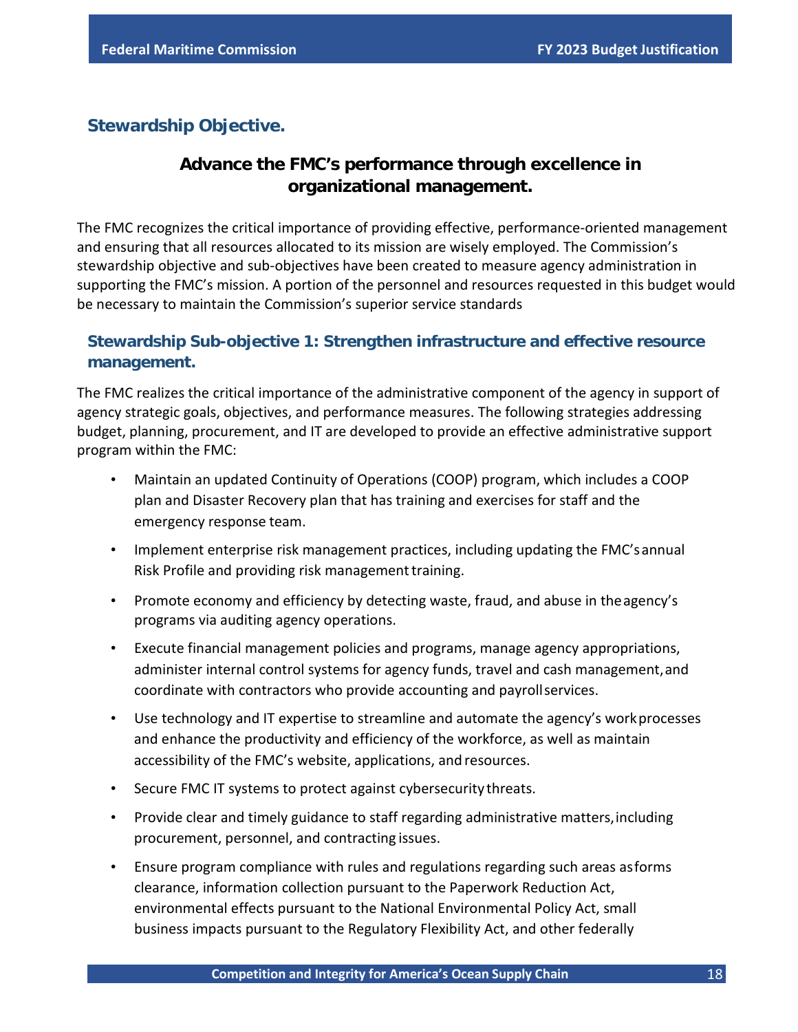## Stewardship Objective.

### Advance the FMC's performance through excellence in organizational management.

The FMC recognizes the critical importance of providing effective, performance-oriented management and ensuring that all resources allocated to its mission are wisely employed. The Commission's stewardship objective and sub-objectives have been created to measure agency administration in supporting the FMC's mission. A portion of the personnel and resources requested in this budget would be necessary to maintain the Commission's superior service standards

### Stewardship Sub-objective 1: Strengthen infrastructure and effective resource management.

The FMC realizes the critical importance of the administrative component of the agency in support of agency strategic goals, objectives, and performance measures. The following strategies addressing budget, planning, procurement, and IT are developed to provide an effective administrative support program within the FMC:

- Maintain an updated Continuity of Operations (COOP) program, which includes a COOP plan and Disaster Recovery plan that has training and exercises for staff and the emergency response team.
- Implement enterprise risk management practices, including updating the FMC's annual Risk Profile and providing risk management training.
- Promote economy and efficiency by detecting waste, fraud, and abuse in the agency's programs via auditing agency operations.
- Execute financial management policies and programs, manage agency appropriations, administer internal control systems for agency funds, travel and cash management, and coordinate with contractors who provide accounting and payroll services.
- Use technology and IT expertise to streamline and automate the agency's work processes and enhance the productivity and efficiency of the workforce, as well as maintain accessibility of the FMC's website, applications, and resources.
- Secure FMC IT systems to protect against cybersecurity threats.
- Provide clear and timely guidance to staff regarding administrative matters, including procurement, personnel, and contracting issues.
- Ensure program compliance with rules and regulations regarding such areas as forms clearance, information collection pursuant to the Paperwork Reduction Act, environmental effects pursuant to the National Environmental Policy Act, small business impacts pursuant to the Regulatory Flexibility Act, and other federally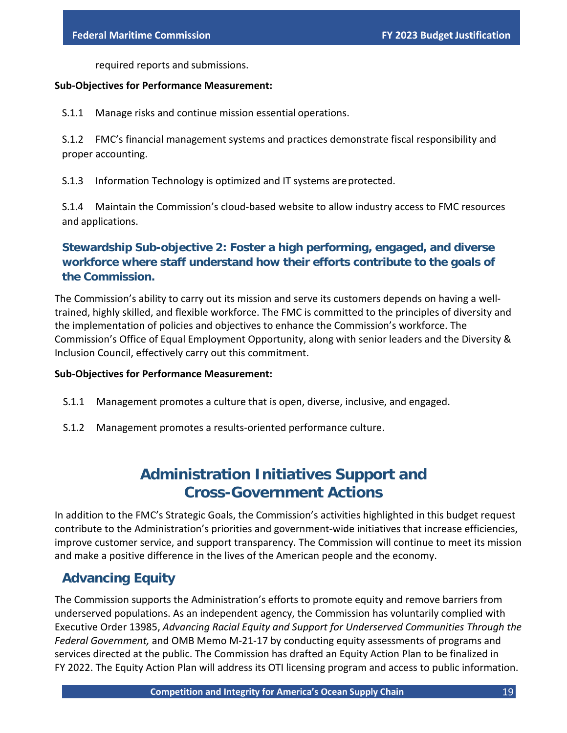required reports and submissions.

**Sub-Objectives for Performance Measurement:**

S.1.1 Manage risks and continue mission essential operations.

S.1.2 FMC's financial management systems and practices demonstrate fiscal responsibility and proper accounting.

S.1.3 Information Technology is optimized and IT systems are protected.

S.1.4 Maintain the Commission's cloud-based website to allow industry access to FMC resources and applications.

### Stewardship Sub-objective 2: Foster a high performing, engaged, and diverse workforce where staff understand how their efforts contribute to the goals of the Commission.

The Commission's ability to carry out its mission and serve its customers depends on having a well-trained, highly skilled, and flexible workforce. The FMC is committed to the principles of diversity and the implementation of policies and objectives to enhance the Commission's workforce. The Commission's Office of Equal Employment Opportunity, along with senior leaders and the Diversity & Inclusion Council, effectively carry out this commitment.

**Sub-Objectives for Performance Measurement:**

S.1.1 Management promotes a culture that is open, diverse, inclusive, and engaged.

S.1.2 Management promotes a results-oriented performance culture.

# Administration Initiatives Support and Cross-Government Actions

In addition to the FMC's Strategic Goals, the Commission's activities highlighted in this budget request contribute to the Administration's priorities and government-wide initiatives that increase efficiencies, improve customer service, and support transparency. The Commission will continue to meet its mission and make a positive difference in the lives of the American people and the economy.

## Advancing Equity

The Commission supports the Administration's efforts to promote equity and remove barriers from underserved populations. As an independent agency, the Commission has voluntarily complied with Executive Order 13985, *Advancing Racial Equity and Support for Underserved Communities Through the Federal Government,* and OMB Memo M-21-17 by conducting equity assessments of programs and services directed at the public. The Commission has drafted an Equity Action Plan to be finalized in FY 2022. The Equity Action Plan will address its OTI licensing program and access to public information.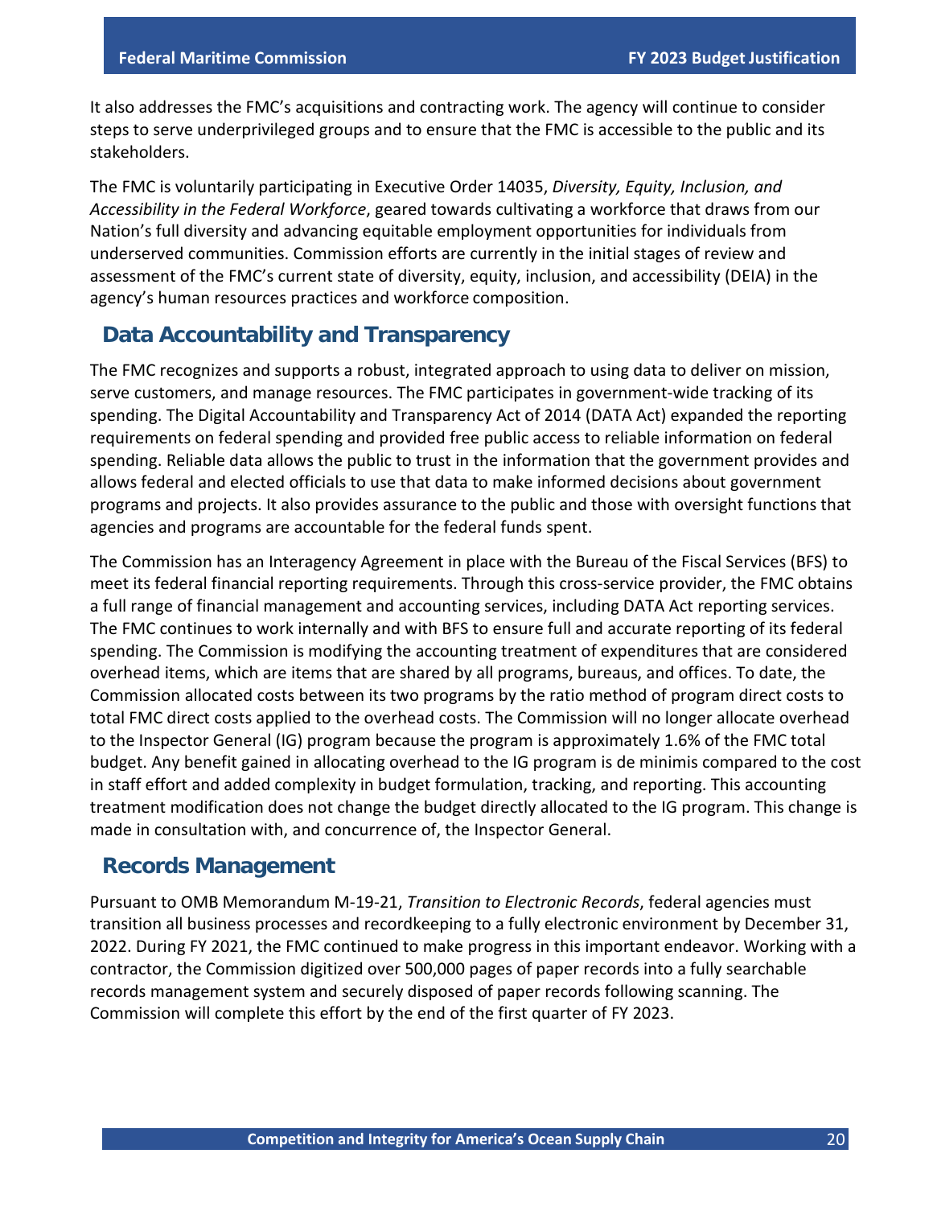It also addresses the FMC's acquisitions and contracting work. The agency will continue to consider steps to serve underprivileged groups and to ensure that the FMC is accessible to the public and its stakeholders.

The FMC is voluntarily participating in Executive Order 14035, *Diversity, Equity, Inclusion, and Accessibility in the Federal Workforce*, geared towards cultivating a workforce that draws from our Nation's full diversity and advancing equitable employment opportunities for individuals from underserved communities. Commission efforts are currently in the initial stages of review and assessment of the FMC's current state of diversity, equity, inclusion, and accessibility (DEIA) in the agency's human resources practices and workforce composition.

## Data Accountability and Transparency

The FMC recognizes and supports a robust, integrated approach to using data to deliver on mission, serve customers, and manage resources. The FMC participates in government-wide tracking of its spending. The Digital Accountability and Transparency Act of 2014 (DATA Act) expanded the reporting requirements on federal spending and provided free public access to reliable information on federal spending. Reliable data allows the public to trust in the information that the government provides and allows federal and elected officials to use that data to make informed decisions about government programs and projects. It also provides assurance to the public and those with oversight functions that agencies and programs are accountable for the federal funds spent.

The Commission has an Interagency Agreement in place with the Bureau of the Fiscal Services (BFS) to meet its federal financial reporting requirements. Through this cross-service provider, the FMC obtains a full range of financial management and accounting services, including DATA Act reporting services. The FMC continues to work internally and with BFS to ensure full and accurate reporting of its federal spending. The Commission is modifying the accounting treatment of expenditures that are considered overhead items, which are items that are shared by all programs, bureaus, and offices. To date, the Commission allocated costs between its two programs by the ratio method of program direct costs to total FMC direct costs applied to the overhead costs. The Commission will no longer allocate overhead to the Inspector General (IG) program because the program is approximately 1.6% of the FMC total budget. Any benefit gained in allocating overhead to the IG program is de minimis compared to the cost in staff effort and added complexity in budget formulation, tracking, and reporting. This accounting treatment modification does not change the budget directly allocated to the IG program. This change is made in consultation with, and concurrence of, the Inspector General.

## Records Management

Pursuant to OMB Memorandum M-19-21, *Transition to Electronic Records*, federal agencies must transition all business processes and recordkeeping to a fully electronic environment by December 31, 2022. During FY 2021, the FMC continued to make progress in this important endeavor. Working with a contractor, the Commission digitized over 500,000 pages of paper records into a fully searchable records management system and securely disposed of paper records following scanning. The Commission will complete this effort by the end of the first quarter of FY 2023.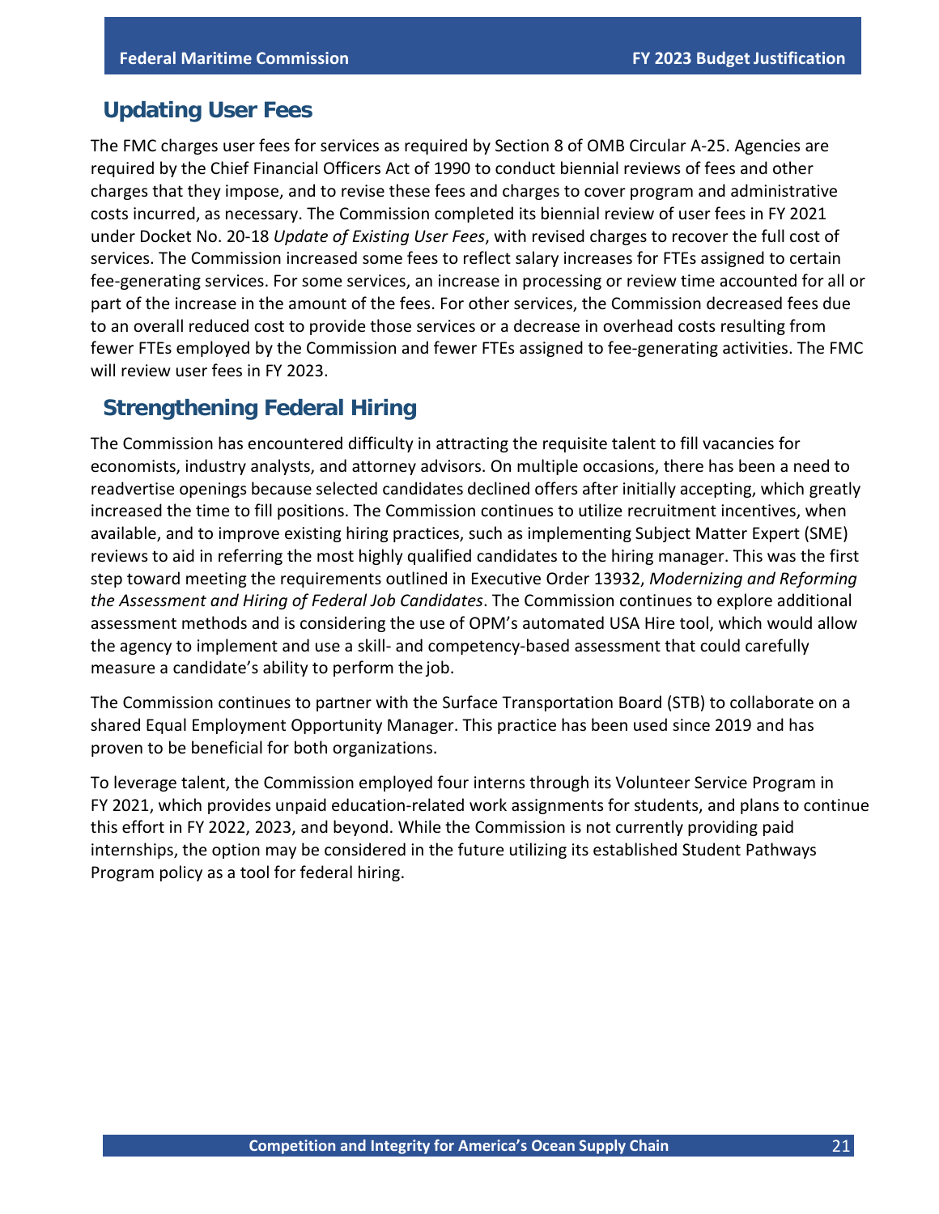## Updating User Fees

The FMC charges user fees for services as required by Section 8 of OMB Circular A-25. Agencies are required by the Chief Financial Officers Act of 1990 to conduct biennial reviews of fees and other charges that they impose, and to revise these fees and charges to cover program and administrative costs incurred, as necessary. The Commission completed its biennial review of user fees in FY 2021 under Docket No. 20-18 *Update of Existing User Fees*, with revised charges to recover the full cost of services. The Commission increased some fees to reflect salary increases for FTEs assigned to certain fee-generating services. For some services, an increase in processing or review time accounted for all or part of the increase in the amount of the fees. For other services, the Commission decreased fees due to an overall reduced cost to provide those services or a decrease in overhead costs resulting from fewer FTEs employed by the Commission and fewer FTEs assigned to fee-generating activities. The FMC will review user fees in FY 2023.

## Strengthening Federal Hiring

The Commission has encountered difficulty in attracting the requisite talent to fill vacancies for economists, industry analysts, and attorney advisors. On multiple occasions, there has been a need to readvertise openings because selected candidates declined offers after initially accepting, which greatly increased the time to fill positions. The Commission continues to utilize recruitment incentives, when available, and to improve existing hiring practices, such as implementing Subject Matter Expert (SME) reviews to aid in referring the most highly qualified candidates to the hiring manager. This was the first step toward meeting the requirements outlined in Executive Order 13932, *Modernizing and Reforming the Assessment and Hiring of Federal Job Candidates*. The Commission continues to explore additional assessment methods and is considering the use of OPM's automated USA Hire tool, which would allow the agency to implement and use a skill- and competency-based assessment that could carefully measure a candidate's ability to perform the job.

The Commission continues to partner with the Surface Transportation Board (STB) to collaborate on a shared Equal Employment Opportunity Manager. This practice has been used since 2019 and has proven to be beneficial for both organizations.

To leverage talent, the Commission employed four interns through its Volunteer Service Program in FY 2021, which provides unpaid education-related work assignments for students, and plans to continue this effort in FY 2022, 2023, and beyond. While the Commission is not currently providing paid internships, the option may be considered in the future utilizing its established Student Pathways Program policy as a tool for federal hiring.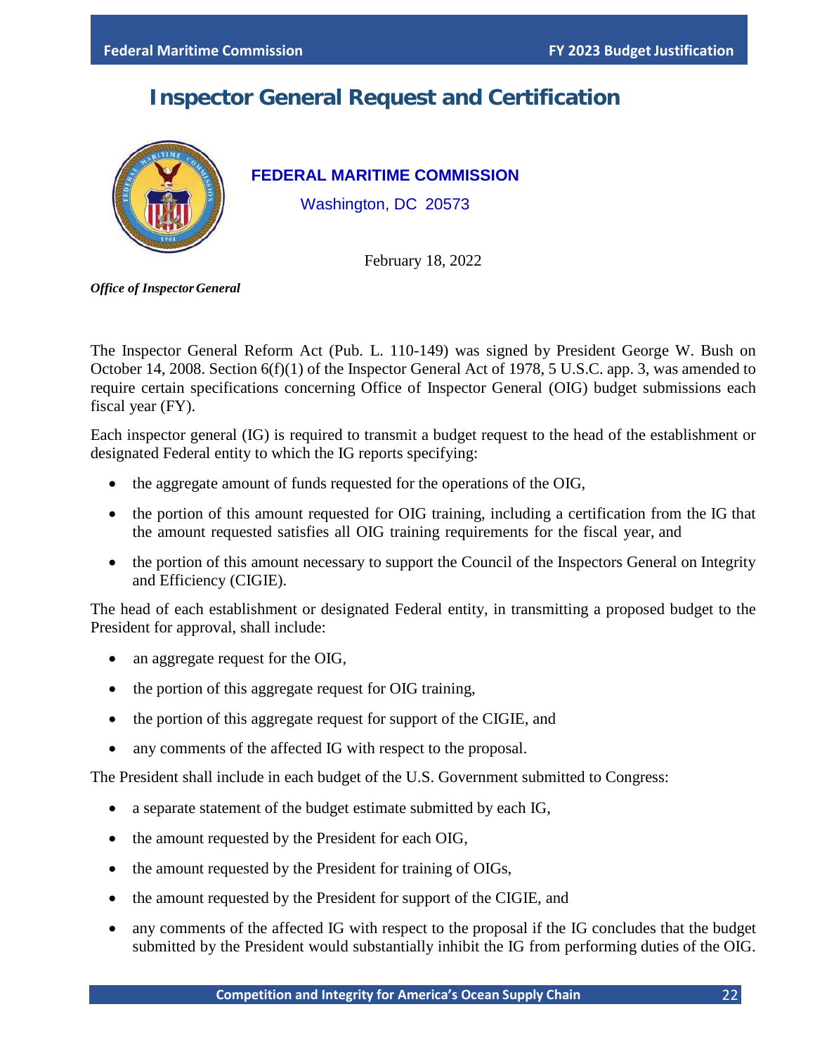# Inspector General Request and Certification

**FEDERAL MARITIME COMMISSION**

Washington, DC 20573

February 18, 2022

***Office of Inspector General***

The Inspector General Reform Act (Pub. L. 110-149) was signed by President George W. Bush on October 14, 2008. Section 6(f)(1) of the Inspector General Act of 1978, 5 U.S.C. app. 3, was amended to require certain specifications concerning Office of Inspector General (OIG) budget submissions each fiscal year (FY).

Each inspector general (IG) is required to transmit a budget request to the head of the establishment or designated Federal entity to which the IG reports specifying:

- the aggregate amount of funds requested for the operations of the OIG,
- the portion of this amount requested for OIG training, including a certification from the IG that the amount requested satisfies all OIG training requirements for the fiscal year, and
- the portion of this amount necessary to support the Council of the Inspectors General on Integrity and Efficiency (CIGIE).

The head of each establishment or designated Federal entity, in transmitting a proposed budget to the President for approval, shall include:

- an aggregate request for the OIG,
- the portion of this aggregate request for OIG training,
- the portion of this aggregate request for support of the CIGIE, and
- any comments of the affected IG with respect to the proposal.

The President shall include in each budget of the U.S. Government submitted to Congress:

- a separate statement of the budget estimate submitted by each IG,
- the amount requested by the President for each OIG,
- the amount requested by the President for training of OIGs,
- the amount requested by the President for support of the CIGIE, and
- any comments of the affected IG with respect to the proposal if the IG concludes that the budget submitted by the President would substantially inhibit the IG from performing duties of the OIG.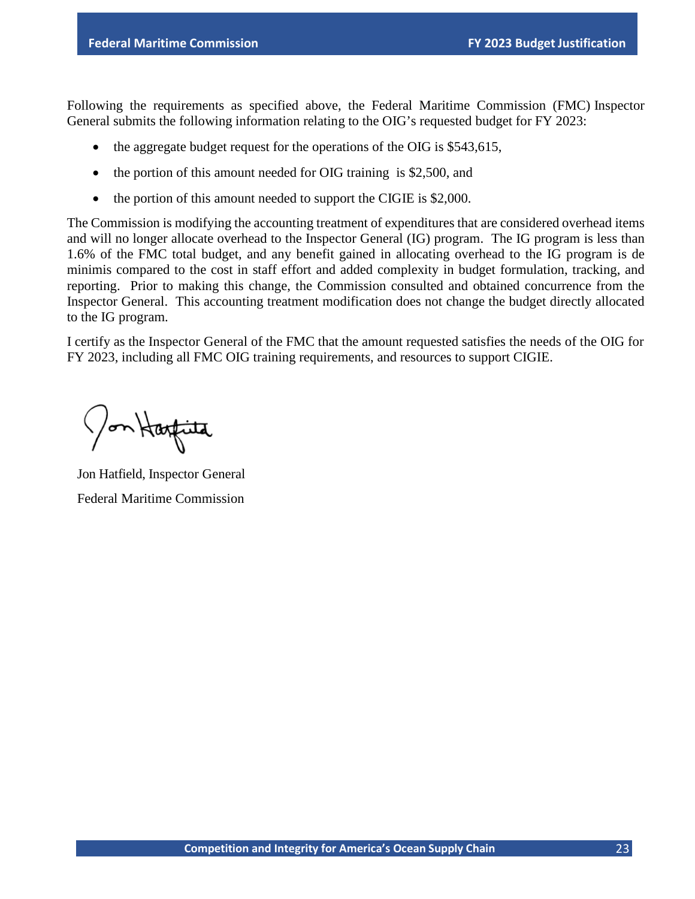Following the requirements as specified above, the Federal Maritime Commission (FMC) Inspector General submits the following information relating to the OIG's requested budget for FY 2023:

- the aggregate budget request for the operations of the OIG is $543,615,
- the portion of this amount needed for OIG training is $2,500, and
- the portion of this amount needed to support the CIGIE is $2,000.

The Commission is modifying the accounting treatment of expenditures that are considered overhead items and will no longer allocate overhead to the Inspector General (IG) program. The IG program is less than 1.6% of the FMC total budget, and any benefit gained in allocating overhead to the IG program is de minimis compared to the cost in staff effort and added complexity in budget formulation, tracking, and reporting. Prior to making this change, the Commission consulted and obtained concurrence from the Inspector General. This accounting treatment modification does not change the budget directly allocated to the IG program.

I certify as the Inspector General of the FMC that the amount requested satisfies the needs of the OIG for FY 2023, including all FMC OIG training requirements, and resources to support CIGIE.

Jon Hatfield, Inspector General

Federal Maritime Commission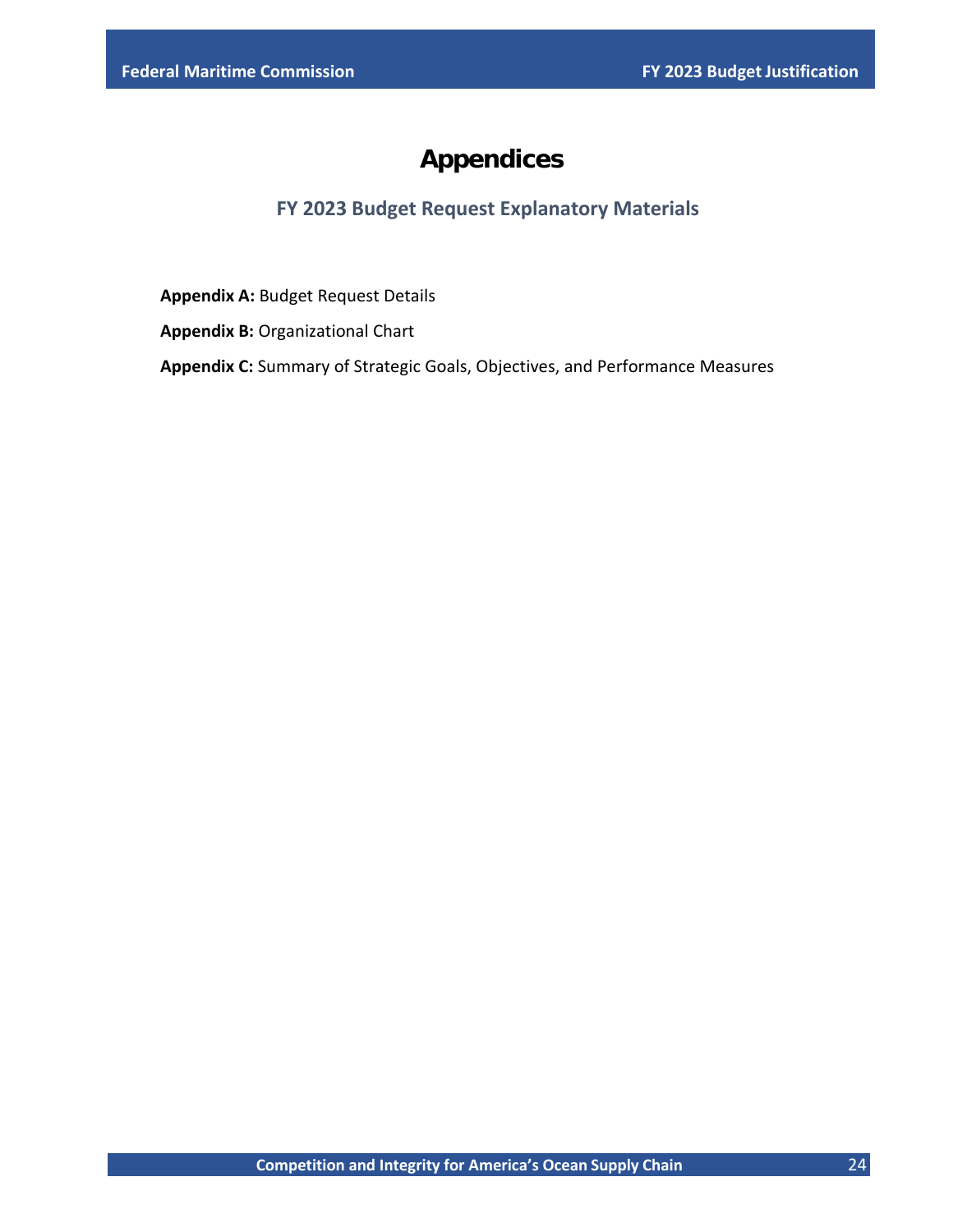# Appendices

## FY 2023 Budget Request Explanatory Materials

**Appendix A:** Budget Request Details

**Appendix B:** Organizational Chart

**Appendix C:** Summary of Strategic Goals, Objectives, and Performance Measures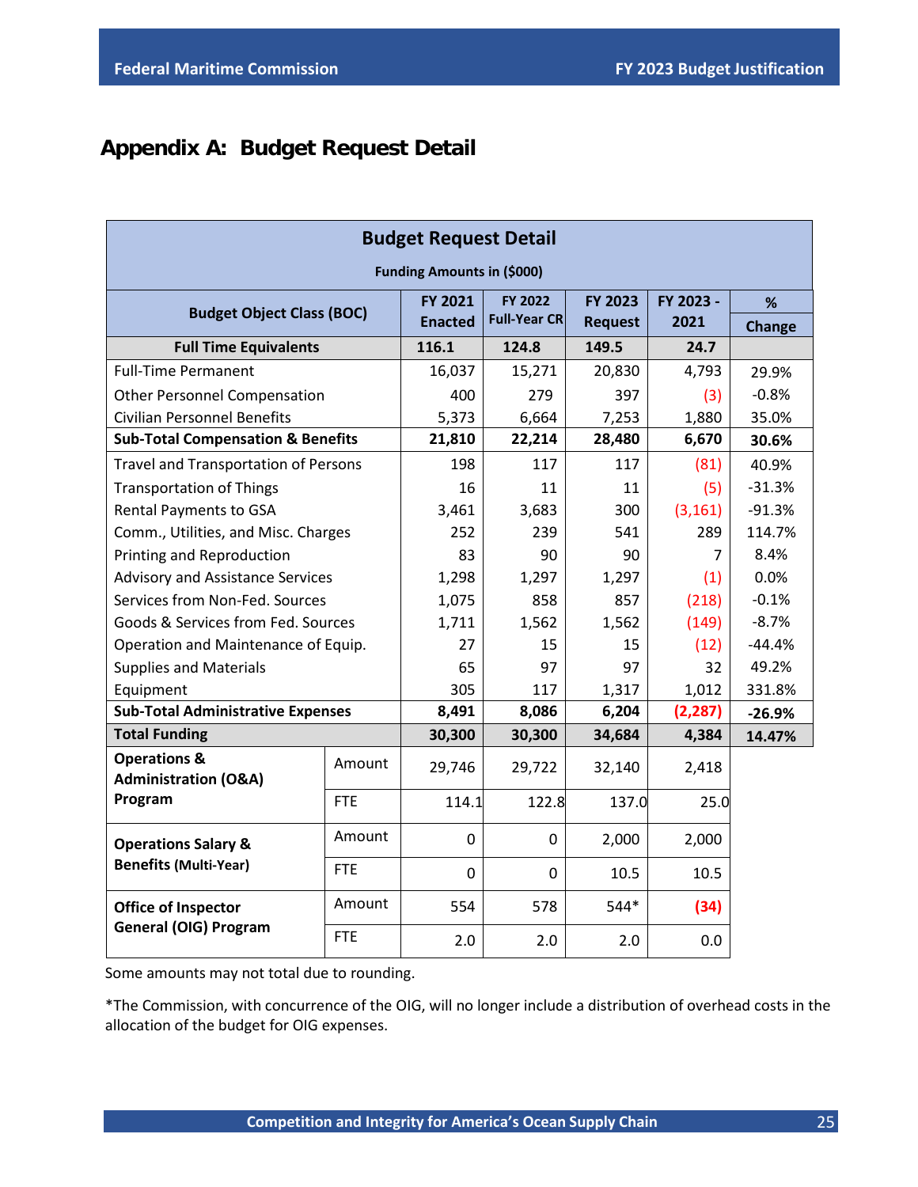# Appendix A: Budget Request Detail

| Budget Request Detail | | | | | | |
|---|---|---|---|---|---|---|
| **Funding Amounts in ($000)** | | | | | | |
| **Budget Object Class (BOC)** | | **FY 2021 Enacted** | **FY 2022 Full-Year CR** | **FY 2023 Request** | **FY 2023 - 2021** | **% Change** |
| **Full Time Equivalents** | | **116.1** | **124.8** | **149.5** | **24.7** | |
| Full-Time Permanent | | 16,037 | 15,271 | 20,830 | 4,793 | 29.9% |
| Other Personnel Compensation | | 400 | 279 | 397 | (3) | -0.8% |
| Civilian Personnel Benefits | | 5,373 | 6,664 | 7,253 | 1,880 | 35.0% |
| **Sub-Total Compensation & Benefits** | | **21,810** | **22,214** | **28,480** | **6,670** | **30.6%** |
| Travel and Transportation of Persons | | 198 | 117 | 117 | (81) | 40.9% |
| Transportation of Things | | 16 | 11 | 11 | (5) | -31.3% |
| Rental Payments to GSA | | 3,461 | 3,683 | 300 | (3,161) | -91.3% |
| Comm., Utilities, and Misc. Charges | | 252 | 239 | 541 | 289 | 114.7% |
| Printing and Reproduction | | 83 | 90 | 90 | 7 | 8.4% |
| Advisory and Assistance Services | | 1,298 | 1,297 | 1,297 | (1) | 0.0% |
| Services from Non-Fed. Sources | | 1,075 | 858 | 857 | (218) | -0.1% |
| Goods & Services from Fed. Sources | | 1,711 | 1,562 | 1,562 | (149) | -8.7% |
| Operation and Maintenance of Equip. | | 27 | 15 | 15 | (12) | -44.4% |
| Supplies and Materials | | 65 | 97 | 97 | 32 | 49.2% |
| Equipment | | 305 | 117 | 1,317 | 1,012 | 331.8% |
| **Sub-Total Administrative Expenses** | | **8,491** | **8,086** | **6,204** | **(2,287)** | **-26.9%** |
| **Total Funding** | | **30,300** | **30,300** | **34,684** | **4,384** | **14.47%** |
| **Operations & Administration (O&A) Program** | Amount | 29,746 | 29,722 | 32,140 | 2,418 | |
| | FTE | 114.1 | 122.8 | 137.0 | 25.0 | |
| **Operations Salary & Benefits (Multi-Year)** | Amount | 0 | 0 | 2,000 | 2,000 | |
| | FTE | 0 | 0 | 10.5 | 10.5 | |
| **Office of Inspector General (OIG) Program** | Amount | 554 | 578 | 544* | **(34)** | |
| | FTE | 2.0 | 2.0 | 2.0 | 0.0 | |

Some amounts may not total due to rounding.

*The Commission, with concurrence of the OIG, will no longer include a distribution of overhead costs in the allocation of the budget for OIG expenses.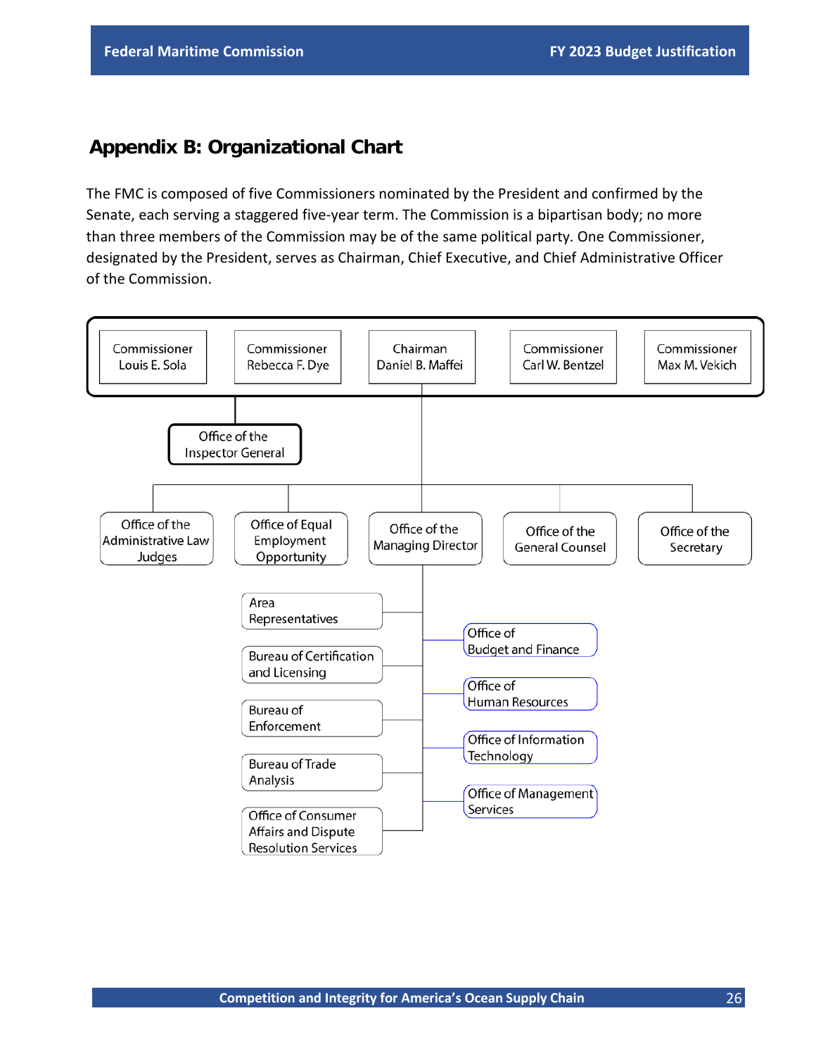## Appendix B: Organizational Chart

The FMC is composed of five Commissioners nominated by the President and confirmed by the Senate, each serving a staggered five-year term. The Commission is a bipartisan body; no more than three members of the Commission may be of the same political party. One Commissioner, designated by the President, serves as Chairman, Chief Executive, and Chief Administrative Officer of the Commission.

- Commissioner Louis E. Sola
- Commissioner Rebecca F. Dye
- Chairman Daniel B. Maffei
- Commissioner Carl W. Bentzel
- Commissioner Max M. Vekich

Office of the Inspector General

- Office of the Administrative Law Judges
- Office of Equal Employment Opportunity
- Office of the Managing Director
  - Area Representatives
  - Bureau of Certification and Licensing
  - Bureau of Enforcement
  - Bureau of Trade Analysis
  - Office of Consumer Affairs and Dispute Resolution Services
  - Office of Budget and Finance
  - Office of Human Resources
  - Office of Information Technology
  - Office of Management Services
- Office of the General Counsel
- Office of the Secretary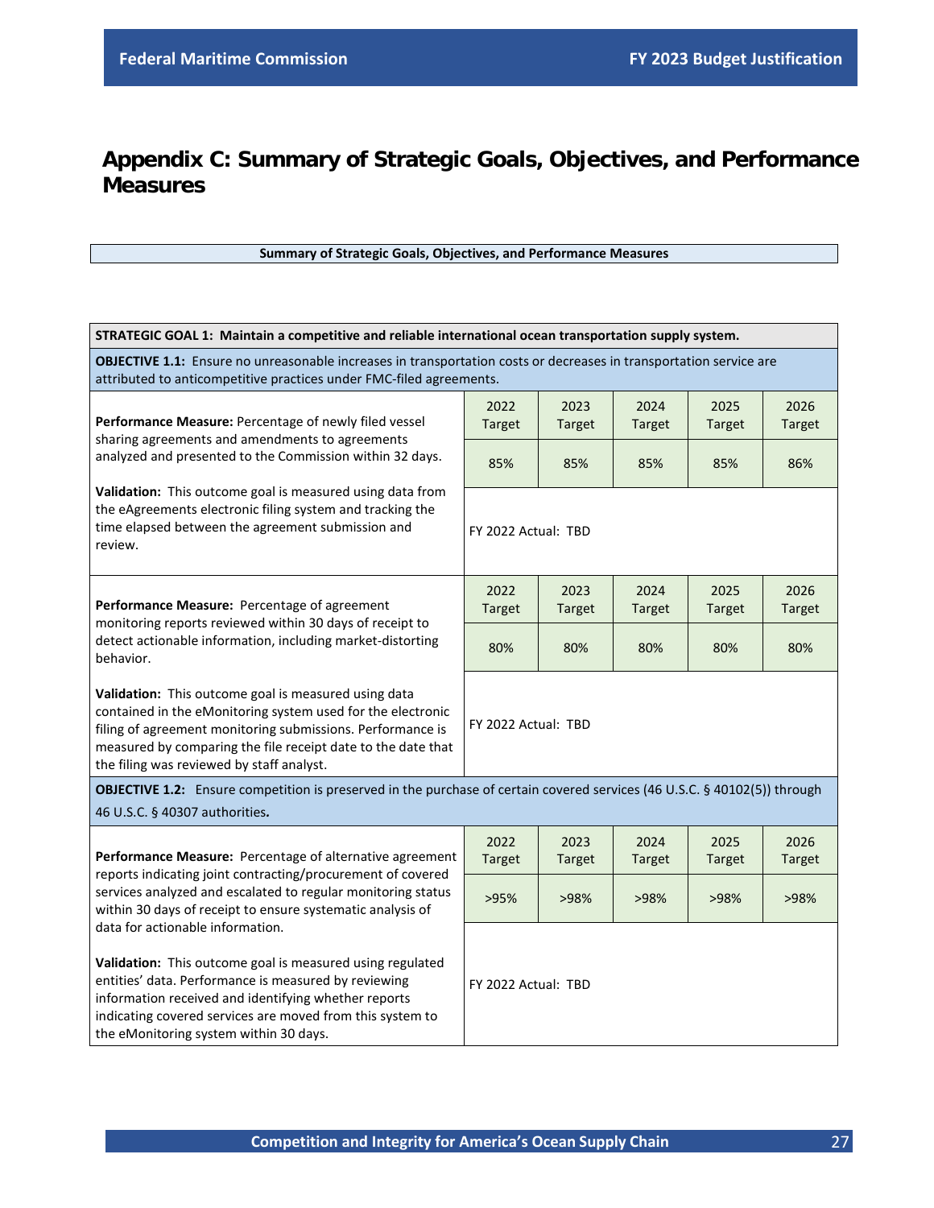# Appendix C: Summary of Strategic Goals, Objectives, and Performance Measures

**Summary of Strategic Goals, Objectives, and Performance Measures**

**STRATEGIC GOAL 1: Maintain a competitive and reliable international ocean transportation supply system.**

**OBJECTIVE 1.1:** Ensure no unreasonable increases in transportation costs or decreases in transportation service are attributed to anticompetitive practices under FMC-filed agreements.

| Performance Measure / Validation | 2022 Target | 2023 Target | 2024 Target | 2025 Target | 2026 Target |
|---|---|---|---|---|---|
| **Performance Measure:** Percentage of newly filed vessel sharing agreements and amendments to agreements analyzed and presented to the Commission within 32 days. | 85% | 85% | 85% | 85% | 86% |
| **Validation:** This outcome goal is measured using data from the eAgreements electronic filing system and tracking the time elapsed between the agreement submission and review. | FY 2022 Actual: TBD | | | | |
| **Performance Measure:** Percentage of agreement monitoring reports reviewed within 30 days of receipt to detect actionable information, including market-distorting behavior. | 80% | 80% | 80% | 80% | 80% |
| **Validation:** This outcome goal is measured using data contained in the eMonitoring system used for the electronic filing of agreement monitoring submissions. Performance is measured by comparing the file receipt date to the date that the filing was reviewed by staff analyst. | FY 2022 Actual: TBD | | | | |

**OBJECTIVE 1.2:** Ensure competition is preserved in the purchase of certain covered services (46 U.S.C. § 40102(5)) through 46 U.S.C. § 40307 authorities**.**

| Performance Measure / Validation | 2022 Target | 2023 Target | 2024 Target | 2025 Target | 2026 Target |
|---|---|---|---|---|---|
| **Performance Measure:** Percentage of alternative agreement reports indicating joint contracting/procurement of covered services analyzed and escalated to regular monitoring status within 30 days of receipt to ensure systematic analysis of data for actionable information. | >95% | >98% | >98% | >98% | >98% |
| **Validation:** This outcome goal is measured using regulated entities' data. Performance is measured by reviewing information received and identifying whether reports indicating covered services are moved from this system to the eMonitoring system within 30 days. | FY 2022 Actual: TBD | | | | |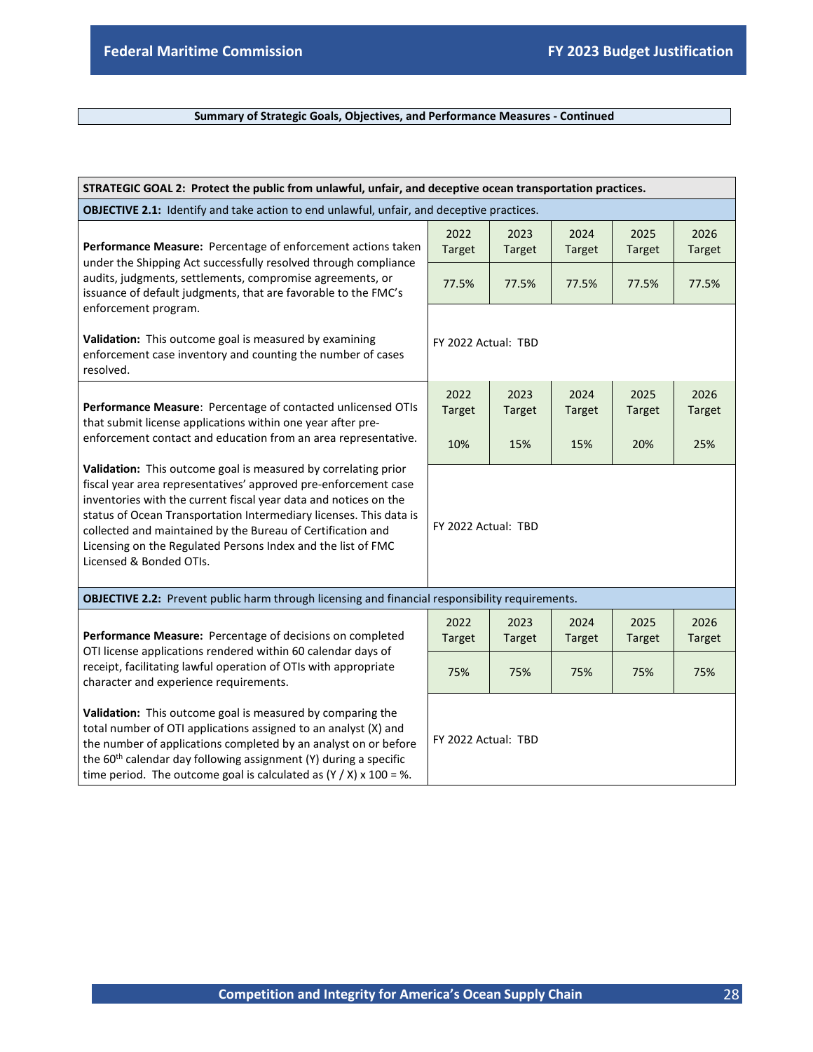**Summary of Strategic Goals, Objectives, and Performance Measures - Continued**

| **STRATEGIC GOAL 2: Protect the public from unlawful, unfair, and deceptive ocean transportation practices.** | | | | | |
|---|---|---|---|---|---|
| **OBJECTIVE 2.1:** Identify and take action to end unlawful, unfair, and deceptive practices. | | | | | |
| **Performance Measure:** Percentage of enforcement actions taken under the Shipping Act successfully resolved through compliance audits, judgments, settlements, compromise agreements, or issuance of default judgments, that are favorable to the FMC's enforcement program. | 2022 Target | 2023 Target | 2024 Target | 2025 Target | 2026 Target |
| | 77.5% | 77.5% | 77.5% | 77.5% | 77.5% |
| **Validation:** This outcome goal is measured by examining enforcement case inventory and counting the number of cases resolved. | FY 2022 Actual: TBD | | | | |
| **Performance Measure**: Percentage of contacted unlicensed OTIs that submit license applications within one year after pre-enforcement contact and education from an area representative. | 2022 Target | 2023 Target | 2024 Target | 2025 Target | 2026 Target |
| | 10% | 15% | 15% | 20% | 25% |
| **Validation:** This outcome goal is measured by correlating prior fiscal year area representatives' approved pre-enforcement case inventories with the current fiscal year data and notices on the status of Ocean Transportation Intermediary licenses. This data is collected and maintained by the Bureau of Certification and Licensing on the Regulated Persons Index and the list of FMC Licensed & Bonded OTIs. | FY 2022 Actual: TBD | | | | |
| **OBJECTIVE 2.2:** Prevent public harm through licensing and financial responsibility requirements. | | | | | |
| **Performance Measure:** Percentage of decisions on completed OTI license applications rendered within 60 calendar days of receipt, facilitating lawful operation of OTIs with appropriate character and experience requirements. | 2022 Target | 2023 Target | 2024 Target | 2025 Target | 2026 Target |
| | 75% | 75% | 75% | 75% | 75% |
| **Validation:** This outcome goal is measured by comparing the total number of OTI applications assigned to an analyst (X) and the number of applications completed by an analyst on or before the 60th calendar day following assignment (Y) during a specific time period. The outcome goal is calculated as (Y / X) x 100 = %. | FY 2022 Actual: TBD | | | | |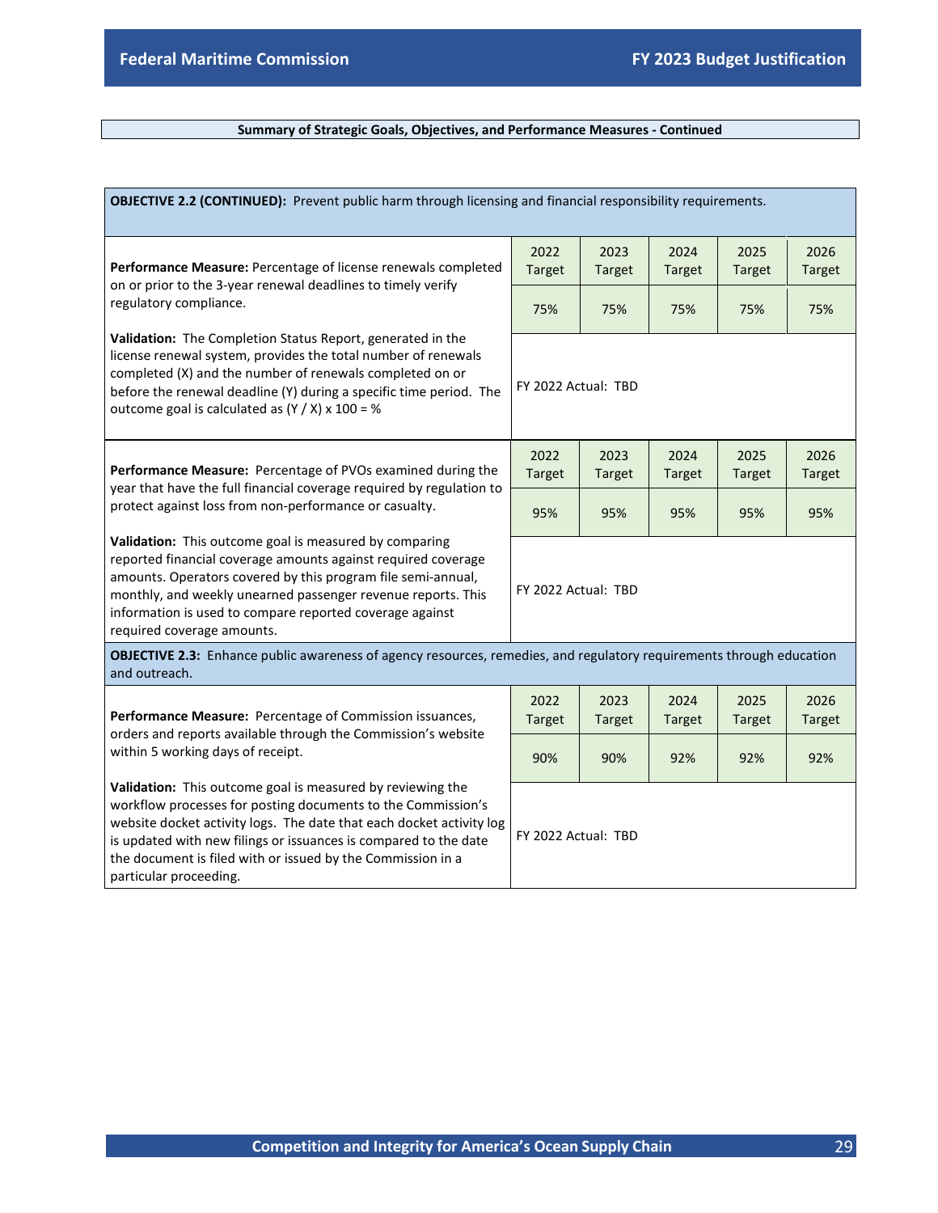## Summary of Strategic Goals, Objectives, and Performance Measures - Continued

**OBJECTIVE 2.2 (CONTINUED):** Prevent public harm through licensing and financial responsibility requirements.

| Performance Measure / Validation | 2022 Target | 2023 Target | 2024 Target | 2025 Target | 2026 Target |
|---|---|---|---|---|---|
| **Performance Measure:** Percentage of license renewals completed on or prior to the 3-year renewal deadlines to timely verify regulatory compliance. | 75% | 75% | 75% | 75% | 75% |
| **Validation:** The Completion Status Report, generated in the license renewal system, provides the total number of renewals completed (X) and the number of renewals completed on or before the renewal deadline (Y) during a specific time period. The outcome goal is calculated as (Y / X) x 100 = % | FY 2022 Actual: TBD | | | | |
| **Performance Measure:** Percentage of PVOs examined during the year that have the full financial coverage required by regulation to protect against loss from non-performance or casualty. | 95% | 95% | 95% | 95% | 95% |
| **Validation:** This outcome goal is measured by comparing reported financial coverage amounts against required coverage amounts. Operators covered by this program file semi-annual, monthly, and weekly unearned passenger revenue reports. This information is used to compare reported coverage against required coverage amounts. | FY 2022 Actual: TBD | | | | |

**OBJECTIVE 2.3:** Enhance public awareness of agency resources, remedies, and regulatory requirements through education and outreach.

| Performance Measure / Validation | 2022 Target | 2023 Target | 2024 Target | 2025 Target | 2026 Target |
|---|---|---|---|---|---|
| **Performance Measure:** Percentage of Commission issuances, orders and reports available through the Commission's website within 5 working days of receipt. | 90% | 90% | 92% | 92% | 92% |
| **Validation:** This outcome goal is measured by reviewing the workflow processes for posting documents to the Commission's website docket activity logs. The date that each docket activity log is updated with new filings or issuances is compared to the date the document is filed with or issued by the Commission in a particular proceeding. | FY 2022 Actual: TBD | | | | |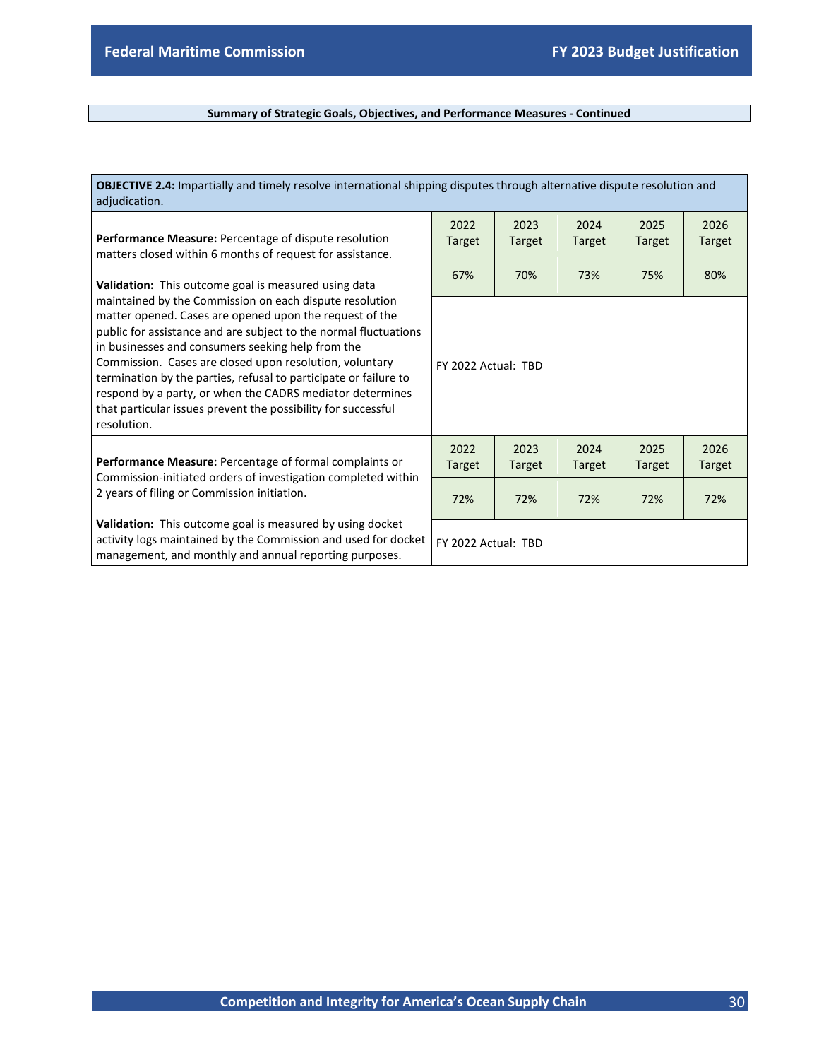**Summary of Strategic Goals, Objectives, and Performance Measures - Continued**

**OBJECTIVE 2.4:** Impartially and timely resolve international shipping disputes through alternative dispute resolution and adjudication.

| Performance Measure | 2022 Target | 2023 Target | 2024 Target | 2025 Target | 2026 Target |
|---|---|---|---|---|---|
| **Performance Measure:** Percentage of dispute resolution matters closed within 6 months of request for assistance.<br><br>**Validation:** This outcome goal is measured using data maintained by the Commission on each dispute resolution matter opened. Cases are opened upon the request of the public for assistance and are subject to the normal fluctuations in businesses and consumers seeking help from the Commission. Cases are closed upon resolution, voluntary termination by the parties, refusal to participate or failure to respond by a party, or when the CADRS mediator determines that particular issues prevent the possibility for successful resolution. | 67% | 70% | 73% | 75% | 80% |
| | FY 2022 Actual: TBD | | | | |
| **Performance Measure:** Percentage of formal complaints or Commission-initiated orders of investigation completed within 2 years of filing or Commission initiation.<br><br>**Validation:** This outcome goal is measured by using docket activity logs maintained by the Commission and used for docket management, and monthly and annual reporting purposes. | 72% | 72% | 72% | 72% | 72% |
| | FY 2022 Actual: TBD | | | | |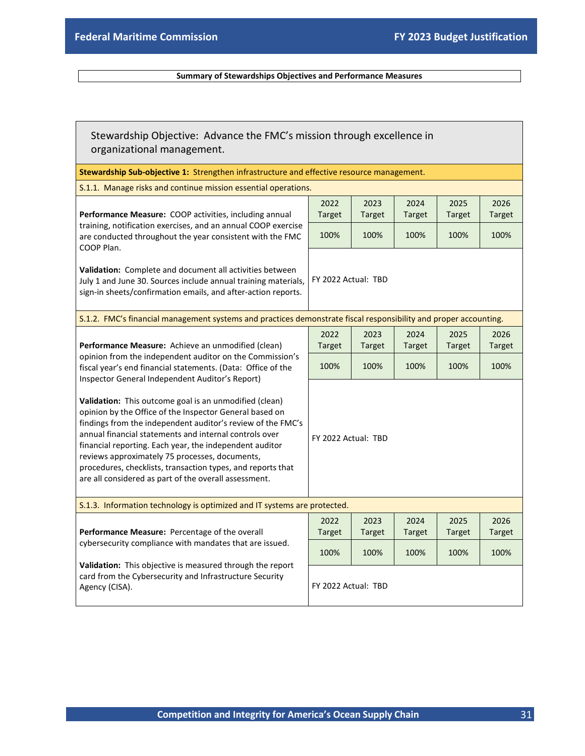**Summary of Stewardships Objectives and Performance Measures**

## Stewardship Objective: Advance the FMC's mission through excellence in organizational management.

**Stewardship Sub-objective 1:** Strengthen infrastructure and effective resource management.

S.1.1. Manage risks and continue mission essential operations.

| | 2022 Target | 2023 Target | 2024 Target | 2025 Target | 2026 Target |
|---|---|---|---|---|---|
| **Performance Measure:** COOP activities, including annual training, notification exercises, and an annual COOP exercise are conducted throughout the year consistent with the FMC COOP Plan. | 100% | 100% | 100% | 100% | 100% |
| **Validation:** Complete and document all activities between July 1 and June 30. Sources include annual training materials, sign-in sheets/confirmation emails, and after-action reports. | FY 2022 Actual: TBD | | | | |

S.1.2. FMC's financial management systems and practices demonstrate fiscal responsibility and proper accounting.

| | 2022 Target | 2023 Target | 2024 Target | 2025 Target | 2026 Target |
|---|---|---|---|---|---|
| **Performance Measure:** Achieve an unmodified (clean) opinion from the independent auditor on the Commission's fiscal year's end financial statements. (Data: Office of the Inspector General Independent Auditor's Report) | 100% | 100% | 100% | 100% | 100% |
| **Validation:** This outcome goal is an unmodified (clean) opinion by the Office of the Inspector General based on findings from the independent auditor's review of the FMC's annual financial statements and internal controls over financial reporting. Each year, the independent auditor reviews approximately 75 processes, documents, procedures, checklists, transaction types, and reports that are all considered as part of the overall assessment. | FY 2022 Actual: TBD | | | | |

S.1.3. Information technology is optimized and IT systems are protected.

| | 2022 Target | 2023 Target | 2024 Target | 2025 Target | 2026 Target |
|---|---|---|---|---|---|
| **Performance Measure:** Percentage of the overall cybersecurity compliance with mandates that are issued. | 100% | 100% | 100% | 100% | 100% |
| **Validation:** This objective is measured through the report card from the Cybersecurity and Infrastructure Security Agency (CISA). | FY 2022 Actual: TBD | | | | |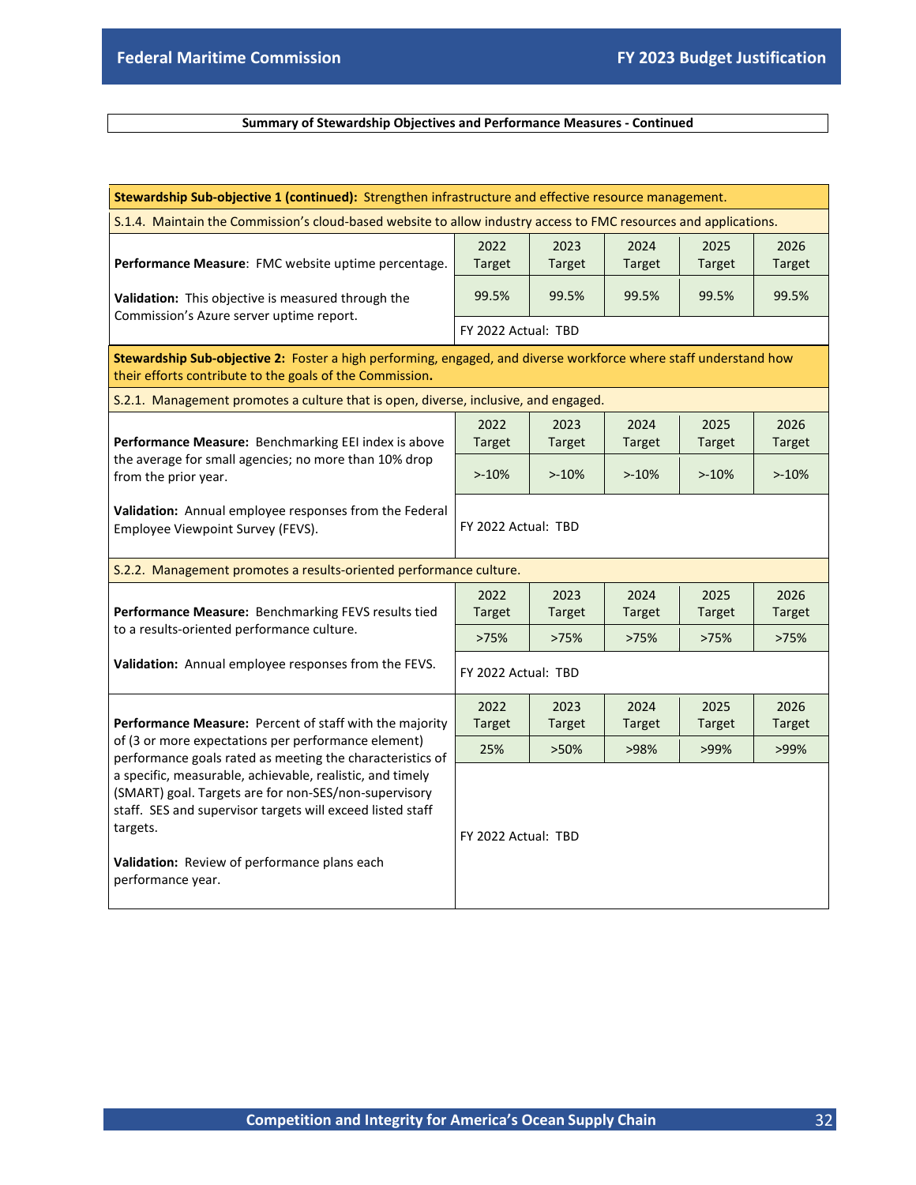**Summary of Stewardship Objectives and Performance Measures - Continued**

**Stewardship Sub-objective 1 (continued):** Strengthen infrastructure and effective resource management.

S.1.4. Maintain the Commission's cloud-based website to allow industry access to FMC resources and applications.

| | 2022 Target | 2023 Target | 2024 Target | 2025 Target | 2026 Target |
|---|---|---|---|---|---|
| **Performance Measure**: FMC website uptime percentage.<br><br>**Validation:** This objective is measured through the Commission's Azure server uptime report. | 99.5% | 99.5% | 99.5% | 99.5% | 99.5% |
| | FY 2022 Actual: TBD | | | | |

**Stewardship Sub-objective 2:** Foster a high performing, engaged, and diverse workforce where staff understand how their efforts contribute to the goals of the Commission**.**

S.2.1. Management promotes a culture that is open, diverse, inclusive, and engaged.

| | 2022 Target | 2023 Target | 2024 Target | 2025 Target | 2026 Target |
|---|---|---|---|---|---|
| **Performance Measure:** Benchmarking EEI index is above the average for small agencies; no more than 10% drop from the prior year.<br><br>**Validation:** Annual employee responses from the Federal Employee Viewpoint Survey (FEVS). | >-10% | >-10% | >-10% | >-10% | >-10% |
| | FY 2022 Actual: TBD | | | | |

S.2.2. Management promotes a results-oriented performance culture.

| | 2022 Target | 2023 Target | 2024 Target | 2025 Target | 2026 Target |
|---|---|---|---|---|---|
| **Performance Measure:** Benchmarking FEVS results tied to a results-oriented performance culture.<br><br>**Validation:** Annual employee responses from the FEVS. | >75% | >75% | >75% | >75% | >75% |
| | FY 2022 Actual: TBD | | | | |

| | 2022 Target | 2023 Target | 2024 Target | 2025 Target | 2026 Target |
|---|---|---|---|---|---|
| **Performance Measure:** Percent of staff with the majority of (3 or more expectations per performance element) performance goals rated as meeting the characteristics of a specific, measurable, achievable, realistic, and timely (SMART) goal. Targets are for non-SES/non-supervisory staff. SES and supervisor targets will exceed listed staff targets.<br><br>**Validation:** Review of performance plans each performance year. | 25% | >50% | >98% | >99% | >99% |
| | FY 2022 Actual: TBD | | | | |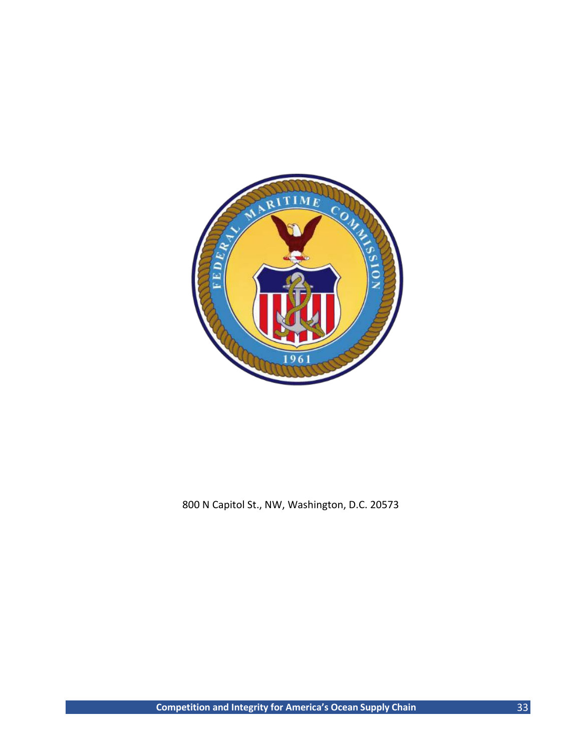800 N Capitol St., NW, Washington, D.C. 20573